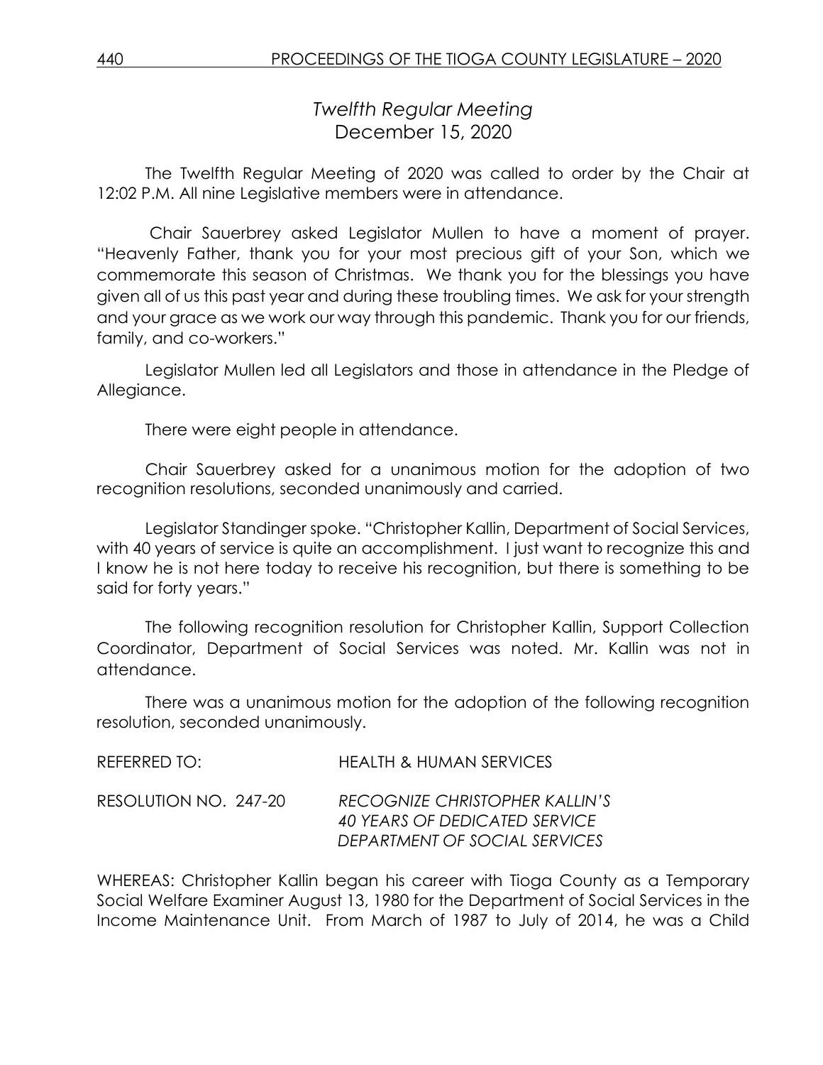# *Twelfth Regular Meeting*
December 15, 2020

The Twelfth Regular Meeting of 2020 was called to order by the Chair at 12:02 P.M. All nine Legislative members were in attendance.

Chair Sauerbrey asked Legislator Mullen to have a moment of prayer. "Heavenly Father, thank you for your most precious gift of your Son, which we commemorate this season of Christmas. We thank you for the blessings you have given all of us this past year and during these troubling times. We ask for your strength and your grace as we work our way through this pandemic. Thank you for our friends, family, and co-workers."

Legislator Mullen led all Legislators and those in attendance in the Pledge of Allegiance.

There were eight people in attendance.

Chair Sauerbrey asked for a unanimous motion for the adoption of two recognition resolutions, seconded unanimously and carried.

Legislator Standinger spoke. "Christopher Kallin, Department of Social Services, with 40 years of service is quite an accomplishment. I just want to recognize this and I know he is not here today to receive his recognition, but there is something to be said for forty years."

The following recognition resolution for Christopher Kallin, Support Collection Coordinator, Department of Social Services was noted. Mr. Kallin was not in attendance.

There was a unanimous motion for the adoption of the following recognition resolution, seconded unanimously.

REFERRED TO: HEALTH & HUMAN SERVICES

RESOLUTION NO. 247-20 *RECOGNIZE CHRISTOPHER KALLIN'S 40 YEARS OF DEDICATED SERVICE DEPARTMENT OF SOCIAL SERVICES*

WHEREAS: Christopher Kallin began his career with Tioga County as a Temporary Social Welfare Examiner August 13, 1980 for the Department of Social Services in the Income Maintenance Unit. From March of 1987 to July of 2014, he was a Child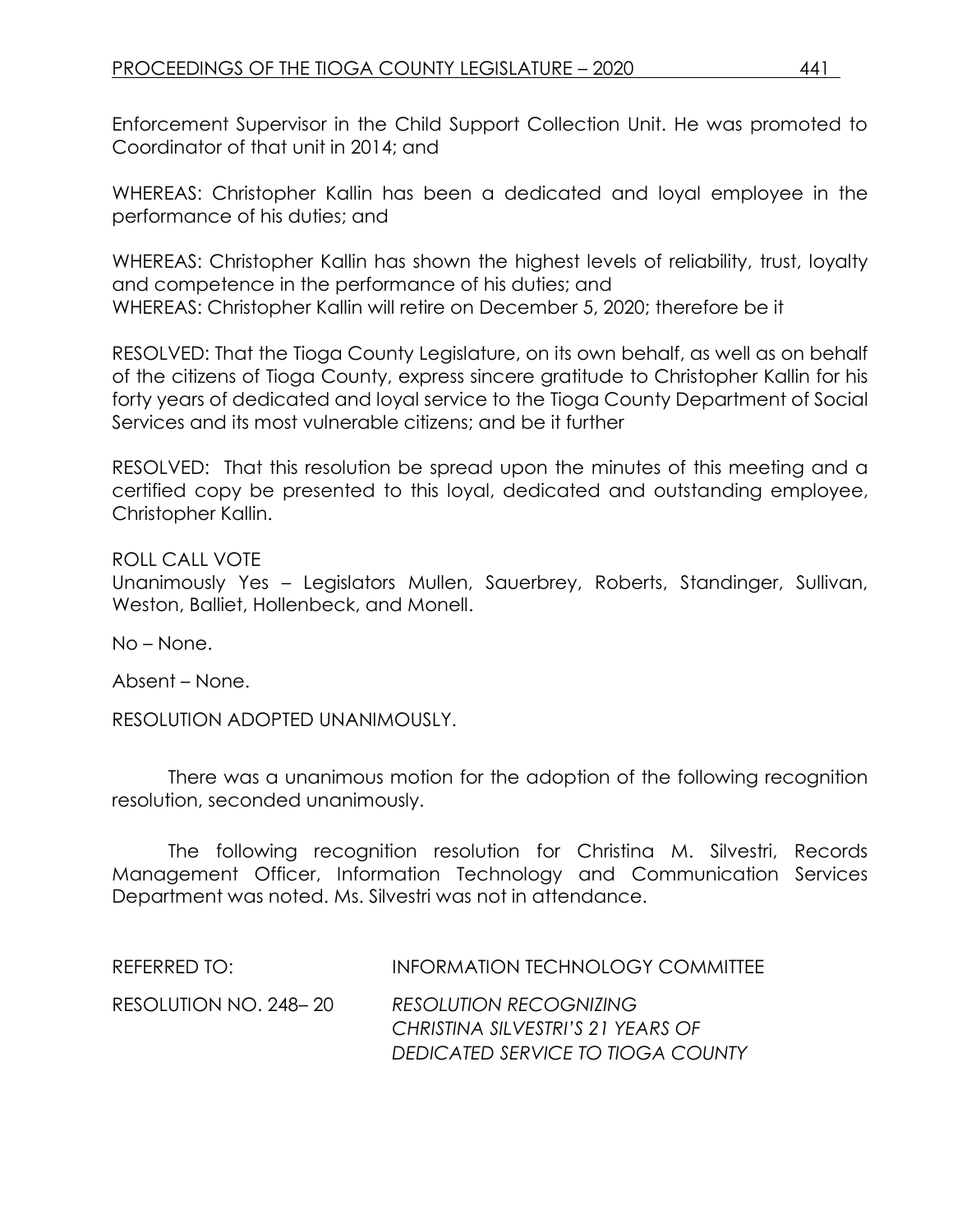Enforcement Supervisor in the Child Support Collection Unit. He was promoted to Coordinator of that unit in 2014; and

WHEREAS: Christopher Kallin has been a dedicated and loyal employee in the performance of his duties; and

WHEREAS: Christopher Kallin has shown the highest levels of reliability, trust, loyalty and competence in the performance of his duties; and
WHEREAS: Christopher Kallin will retire on December 5, 2020; therefore be it

RESOLVED: That the Tioga County Legislature, on its own behalf, as well as on behalf of the citizens of Tioga County, express sincere gratitude to Christopher Kallin for his forty years of dedicated and loyal service to the Tioga County Department of Social Services and its most vulnerable citizens; and be it further

RESOLVED: That this resolution be spread upon the minutes of this meeting and a certified copy be presented to this loyal, dedicated and outstanding employee, Christopher Kallin.

ROLL CALL VOTE
Unanimously Yes – Legislators Mullen, Sauerbrey, Roberts, Standinger, Sullivan, Weston, Balliet, Hollenbeck, and Monell.

No – None.

Absent – None.

RESOLUTION ADOPTED UNANIMOUSLY.

There was a unanimous motion for the adoption of the following recognition resolution, seconded unanimously.

The following recognition resolution for Christina M. Silvestri, Records Management Officer, Information Technology and Communication Services Department was noted. Ms. Silvestri was not in attendance.

REFERRED TO: INFORMATION TECHNOLOGY COMMITTEE

RESOLUTION NO. 248– 20 *RESOLUTION RECOGNIZING CHRISTINA SILVESTRI'S 21 YEARS OF DEDICATED SERVICE TO TIOGA COUNTY*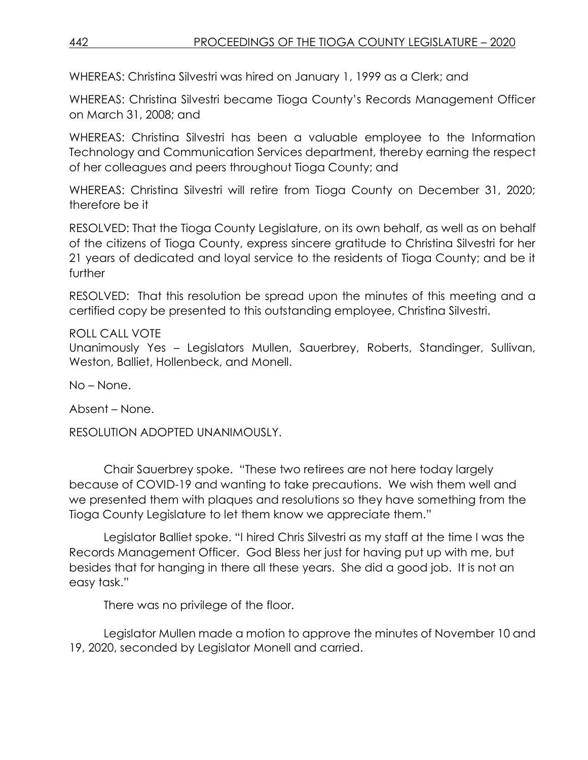WHEREAS: Christina Silvestri was hired on January 1, 1999 as a Clerk; and

WHEREAS: Christina Silvestri became Tioga County's Records Management Officer on March 31, 2008; and

WHEREAS: Christina Silvestri has been a valuable employee to the Information Technology and Communication Services department, thereby earning the respect of her colleagues and peers throughout Tioga County; and

WHEREAS: Christina Silvestri will retire from Tioga County on December 31, 2020; therefore be it

RESOLVED: That the Tioga County Legislature, on its own behalf, as well as on behalf of the citizens of Tioga County, express sincere gratitude to Christina Silvestri for her 21 years of dedicated and loyal service to the residents of Tioga County; and be it further

RESOLVED: That this resolution be spread upon the minutes of this meeting and a certified copy be presented to this outstanding employee, Christina Silvestri.

ROLL CALL VOTE
Unanimously Yes – Legislators Mullen, Sauerbrey, Roberts, Standinger, Sullivan, Weston, Balliet, Hollenbeck, and Monell.

No – None.

Absent – None.

RESOLUTION ADOPTED UNANIMOUSLY.

Chair Sauerbrey spoke. "These two retirees are not here today largely because of COVID-19 and wanting to take precautions. We wish them well and we presented them with plaques and resolutions so they have something from the Tioga County Legislature to let them know we appreciate them."

Legislator Balliet spoke. "I hired Chris Silvestri as my staff at the time I was the Records Management Officer. God Bless her just for having put up with me, but besides that for hanging in there all these years. She did a good job. It is not an easy task."

There was no privilege of the floor.

Legislator Mullen made a motion to approve the minutes of November 10 and 19, 2020, seconded by Legislator Monell and carried.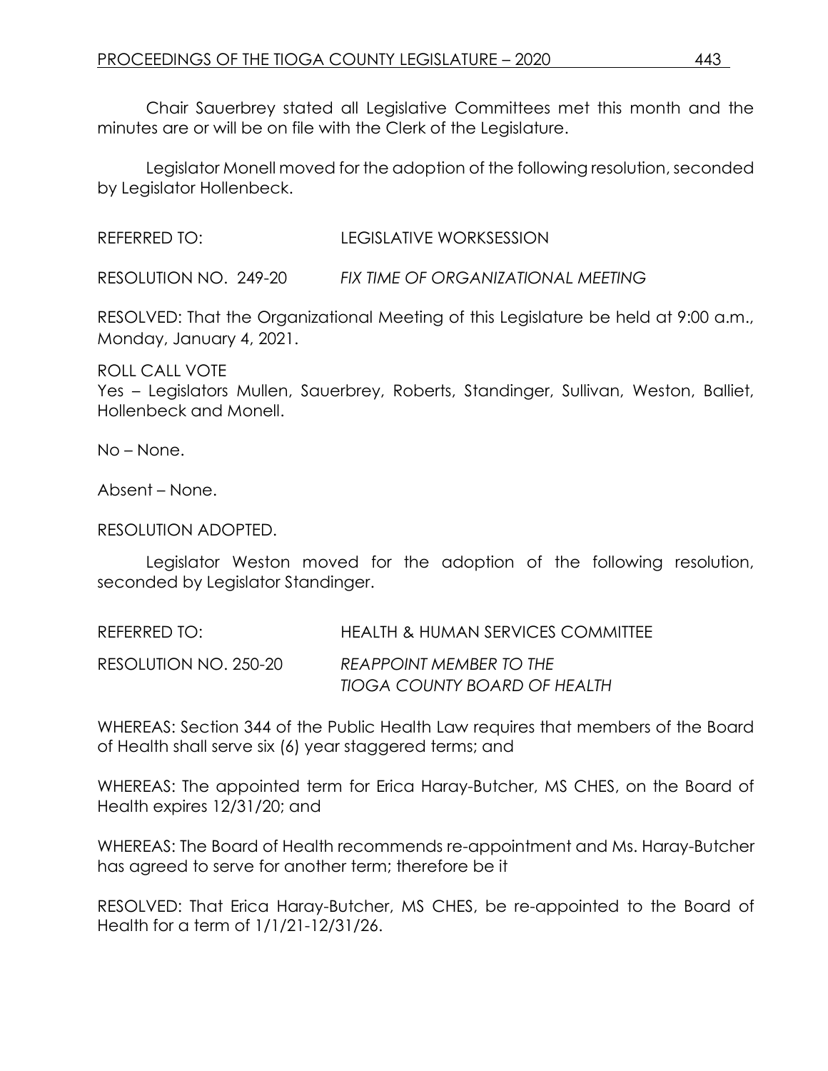Chair Sauerbrey stated all Legislative Committees met this month and the minutes are or will be on file with the Clerk of the Legislature.

Legislator Monell moved for the adoption of the following resolution, seconded by Legislator Hollenbeck.

REFERRED TO: LEGISLATIVE WORKSESSION

RESOLUTION NO. 249-20 *FIX TIME OF ORGANIZATIONAL MEETING*

RESOLVED: That the Organizational Meeting of this Legislature be held at 9:00 a.m., Monday, January 4, 2021.

ROLL CALL VOTE
Yes – Legislators Mullen, Sauerbrey, Roberts, Standinger, Sullivan, Weston, Balliet, Hollenbeck and Monell.

No – None.

Absent – None.

RESOLUTION ADOPTED.

Legislator Weston moved for the adoption of the following resolution, seconded by Legislator Standinger.

REFERRED TO: HEALTH & HUMAN SERVICES COMMITTEE

RESOLUTION NO. 250-20 *REAPPOINT MEMBER TO THE TIOGA COUNTY BOARD OF HEALTH*

WHEREAS: Section 344 of the Public Health Law requires that members of the Board of Health shall serve six (6) year staggered terms; and

WHEREAS: The appointed term for Erica Haray-Butcher, MS CHES, on the Board of Health expires 12/31/20; and

WHEREAS: The Board of Health recommends re-appointment and Ms. Haray-Butcher has agreed to serve for another term; therefore be it

RESOLVED: That Erica Haray-Butcher, MS CHES, be re-appointed to the Board of Health for a term of 1/1/21-12/31/26.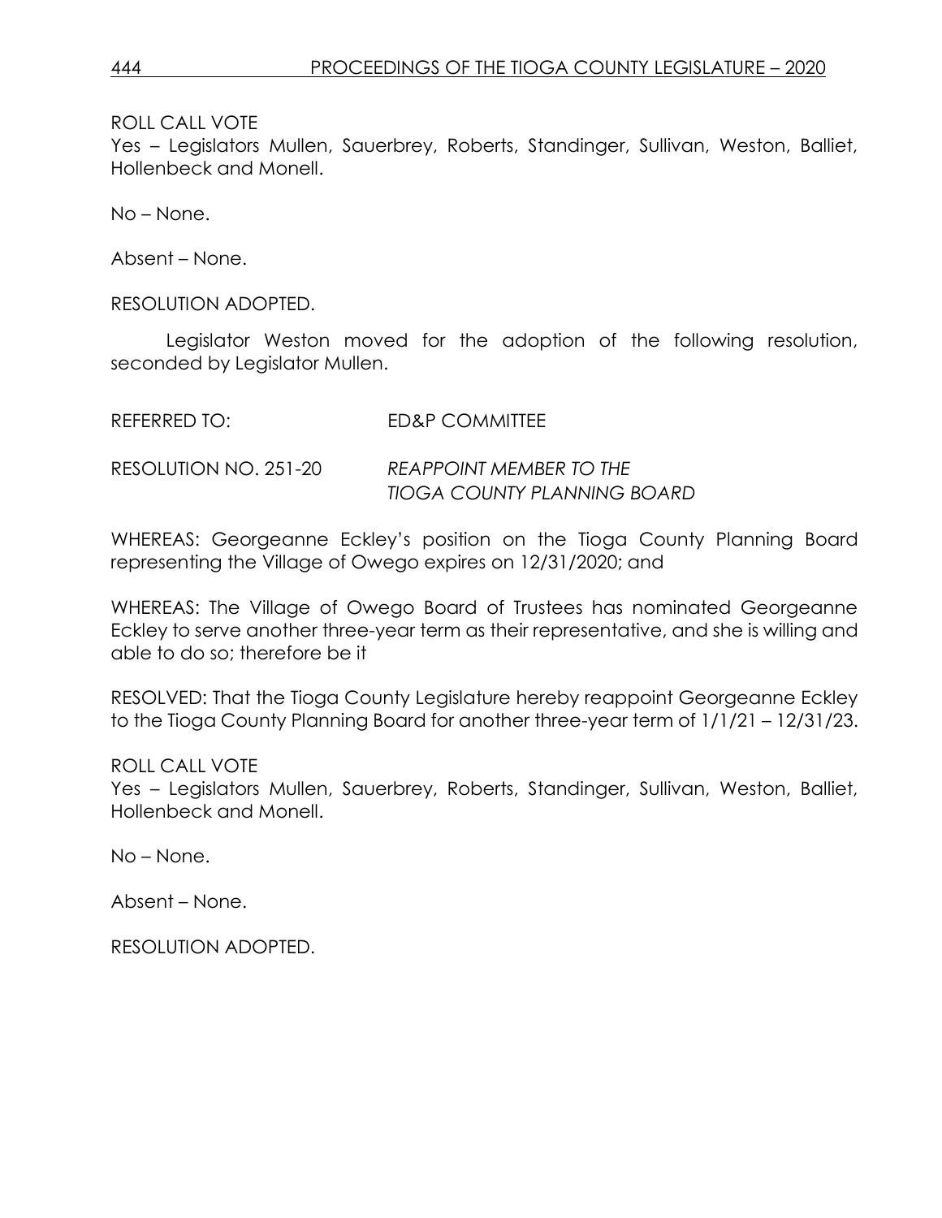ROLL CALL VOTE
Yes – Legislators Mullen, Sauerbrey, Roberts, Standinger, Sullivan, Weston, Balliet, Hollenbeck and Monell.

No – None.

Absent – None.

RESOLUTION ADOPTED.

Legislator Weston moved for the adoption of the following resolution, seconded by Legislator Mullen.

REFERRED TO: ED&P COMMITTEE

RESOLUTION NO. 251-20 *REAPPOINT MEMBER TO THE TIOGA COUNTY PLANNING BOARD*

WHEREAS: Georgeanne Eckley's position on the Tioga County Planning Board representing the Village of Owego expires on 12/31/2020; and

WHEREAS: The Village of Owego Board of Trustees has nominated Georgeanne Eckley to serve another three-year term as their representative, and she is willing and able to do so; therefore be it

RESOLVED: That the Tioga County Legislature hereby reappoint Georgeanne Eckley to the Tioga County Planning Board for another three-year term of 1/1/21 – 12/31/23.

ROLL CALL VOTE
Yes – Legislators Mullen, Sauerbrey, Roberts, Standinger, Sullivan, Weston, Balliet, Hollenbeck and Monell.

No – None.

Absent – None.

RESOLUTION ADOPTED.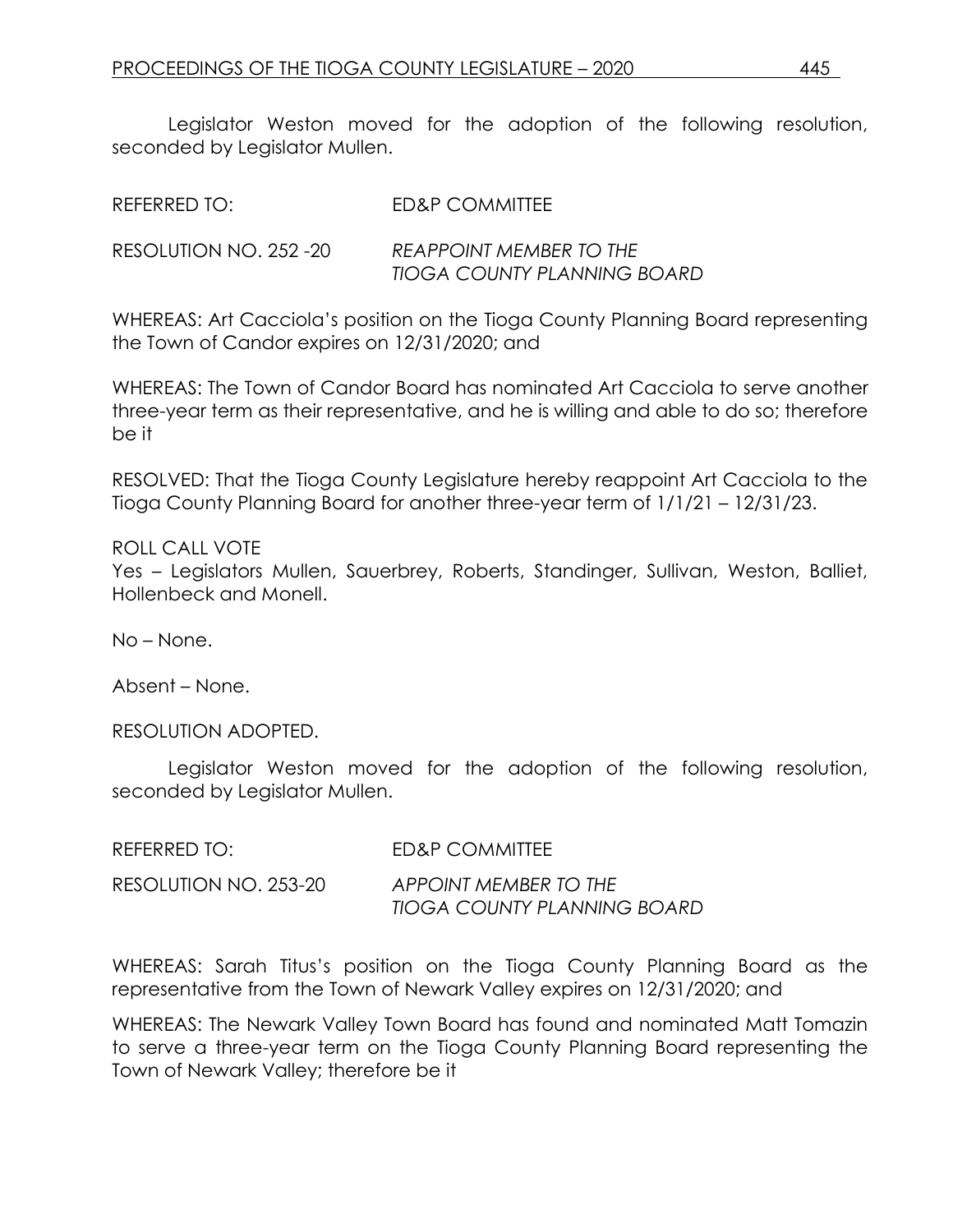Legislator Weston moved for the adoption of the following resolution, seconded by Legislator Mullen.

REFERRED TO: ED&P COMMITTEE

RESOLUTION NO. 252 -20 *REAPPOINT MEMBER TO THE TIOGA COUNTY PLANNING BOARD*

WHEREAS: Art Cacciola's position on the Tioga County Planning Board representing the Town of Candor expires on 12/31/2020; and

WHEREAS: The Town of Candor Board has nominated Art Cacciola to serve another three-year term as their representative, and he is willing and able to do so; therefore be it

RESOLVED: That the Tioga County Legislature hereby reappoint Art Cacciola to the Tioga County Planning Board for another three-year term of 1/1/21 – 12/31/23.

ROLL CALL VOTE
Yes – Legislators Mullen, Sauerbrey, Roberts, Standinger, Sullivan, Weston, Balliet, Hollenbeck and Monell.

No – None.

Absent – None.

RESOLUTION ADOPTED.

Legislator Weston moved for the adoption of the following resolution, seconded by Legislator Mullen.

REFERRED TO: ED&P COMMITTEE

RESOLUTION NO. 253-20 *APPOINT MEMBER TO THE TIOGA COUNTY PLANNING BOARD*

WHEREAS: Sarah Titus's position on the Tioga County Planning Board as the representative from the Town of Newark Valley expires on 12/31/2020; and

WHEREAS: The Newark Valley Town Board has found and nominated Matt Tomazin to serve a three-year term on the Tioga County Planning Board representing the Town of Newark Valley; therefore be it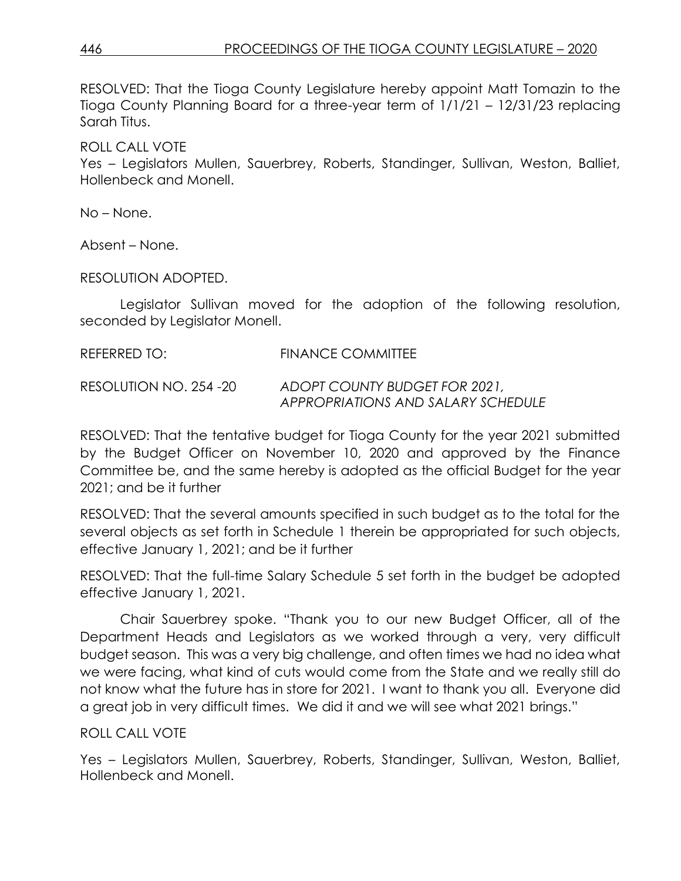RESOLVED: That the Tioga County Legislature hereby appoint Matt Tomazin to the Tioga County Planning Board for a three-year term of 1/1/21 – 12/31/23 replacing Sarah Titus.

ROLL CALL VOTE
Yes – Legislators Mullen, Sauerbrey, Roberts, Standinger, Sullivan, Weston, Balliet, Hollenbeck and Monell.

No – None.

Absent – None.

RESOLUTION ADOPTED.

Legislator Sullivan moved for the adoption of the following resolution, seconded by Legislator Monell.

REFERRED TO: FINANCE COMMITTEE

RESOLUTION NO. 254 -20 *ADOPT COUNTY BUDGET FOR 2021, APPROPRIATIONS AND SALARY SCHEDULE*

RESOLVED: That the tentative budget for Tioga County for the year 2021 submitted by the Budget Officer on November 10, 2020 and approved by the Finance Committee be, and the same hereby is adopted as the official Budget for the year 2021; and be it further

RESOLVED: That the several amounts specified in such budget as to the total for the several objects as set forth in Schedule 1 therein be appropriated for such objects, effective January 1, 2021; and be it further

RESOLVED: That the full-time Salary Schedule 5 set forth in the budget be adopted effective January 1, 2021.

Chair Sauerbrey spoke. "Thank you to our new Budget Officer, all of the Department Heads and Legislators as we worked through a very, very difficult budget season. This was a very big challenge, and often times we had no idea what we were facing, what kind of cuts would come from the State and we really still do not know what the future has in store for 2021. I want to thank you all. Everyone did a great job in very difficult times. We did it and we will see what 2021 brings."

ROLL CALL VOTE

Yes – Legislators Mullen, Sauerbrey, Roberts, Standinger, Sullivan, Weston, Balliet, Hollenbeck and Monell.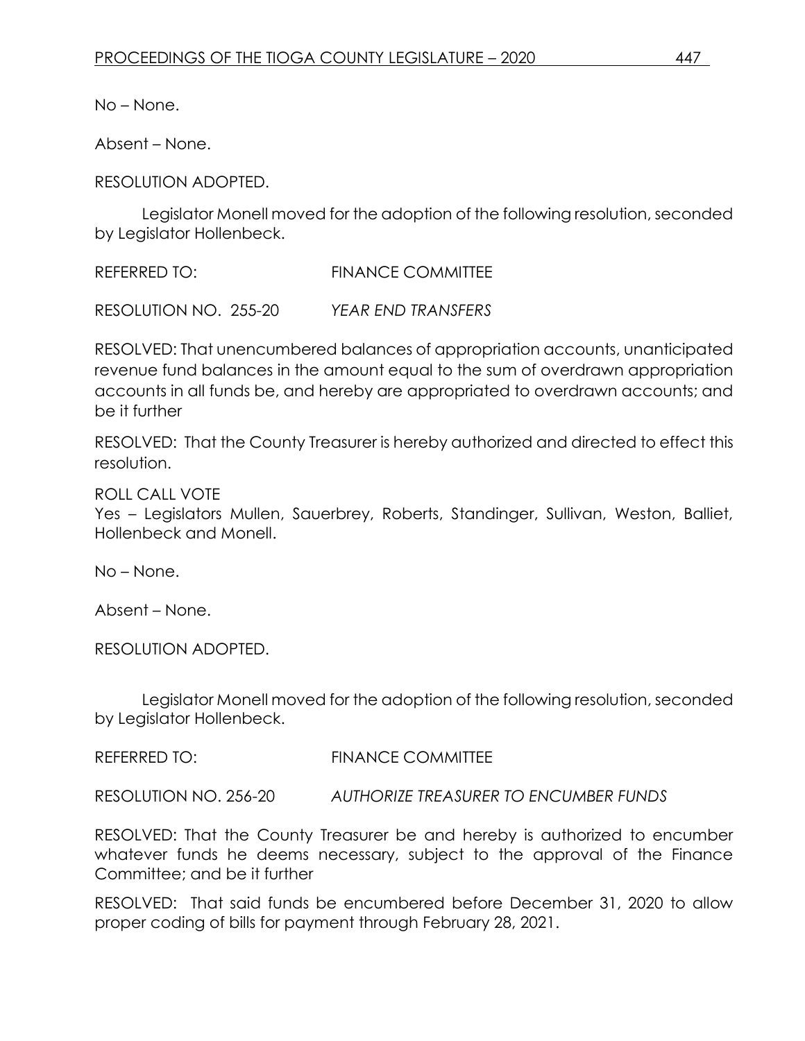No – None.

Absent – None.

RESOLUTION ADOPTED.

Legislator Monell moved for the adoption of the following resolution, seconded by Legislator Hollenbeck.

REFERRED TO: FINANCE COMMITTEE

RESOLUTION NO. 255-20 *YEAR END TRANSFERS*

RESOLVED: That unencumbered balances of appropriation accounts, unanticipated revenue fund balances in the amount equal to the sum of overdrawn appropriation accounts in all funds be, and hereby are appropriated to overdrawn accounts; and be it further

RESOLVED: That the County Treasurer is hereby authorized and directed to effect this resolution.

ROLL CALL VOTE
Yes – Legislators Mullen, Sauerbrey, Roberts, Standinger, Sullivan, Weston, Balliet, Hollenbeck and Monell.

No – None.

Absent – None.

RESOLUTION ADOPTED.

Legislator Monell moved for the adoption of the following resolution, seconded by Legislator Hollenbeck.

REFERRED TO: FINANCE COMMITTEE

RESOLUTION NO. 256-20 *AUTHORIZE TREASURER TO ENCUMBER FUNDS*

RESOLVED: That the County Treasurer be and hereby is authorized to encumber whatever funds he deems necessary, subject to the approval of the Finance Committee; and be it further

RESOLVED: That said funds be encumbered before December 31, 2020 to allow proper coding of bills for payment through February 28, 2021.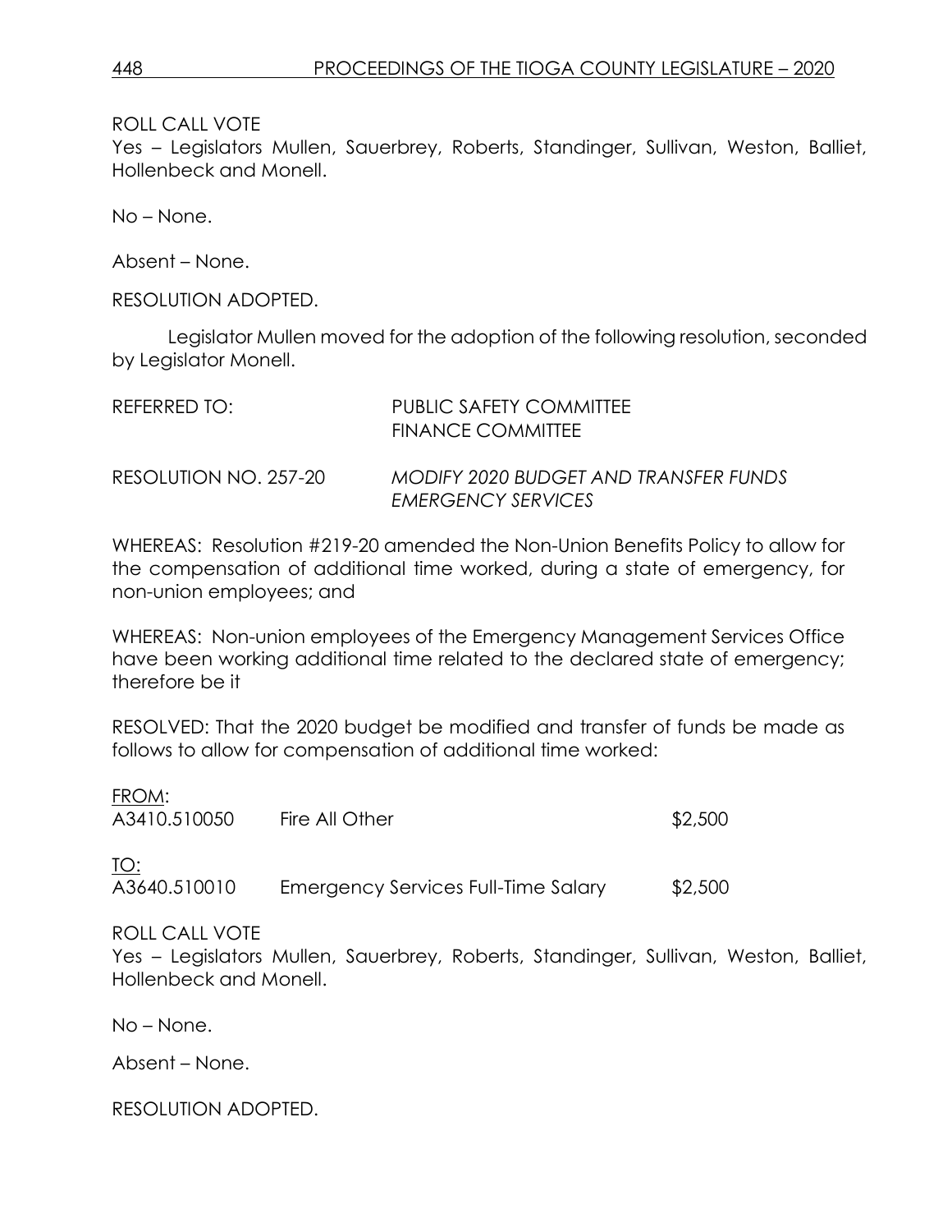ROLL CALL VOTE
Yes – Legislators Mullen, Sauerbrey, Roberts, Standinger, Sullivan, Weston, Balliet, Hollenbeck and Monell.

No – None.

Absent – None.

RESOLUTION ADOPTED.

Legislator Mullen moved for the adoption of the following resolution, seconded by Legislator Monell.

REFERRED TO: PUBLIC SAFETY COMMITTEE
FINANCE COMMITTEE

RESOLUTION NO. 257-20 *MODIFY 2020 BUDGET AND TRANSFER FUNDS EMERGENCY SERVICES*

WHEREAS: Resolution #219-20 amended the Non-Union Benefits Policy to allow for the compensation of additional time worked, during a state of emergency, for non-union employees; and

WHEREAS: Non-union employees of the Emergency Management Services Office have been working additional time related to the declared state of emergency; therefore be it

RESOLVED: That the 2020 budget be modified and transfer of funds be made as follows to allow for compensation of additional time worked:

FROM:
A3410.510050 Fire All Other $2,500

TO:
A3640.510010 Emergency Services Full-Time Salary $2,500

ROLL CALL VOTE
Yes – Legislators Mullen, Sauerbrey, Roberts, Standinger, Sullivan, Weston, Balliet, Hollenbeck and Monell.

No – None.

Absent – None.

RESOLUTION ADOPTED.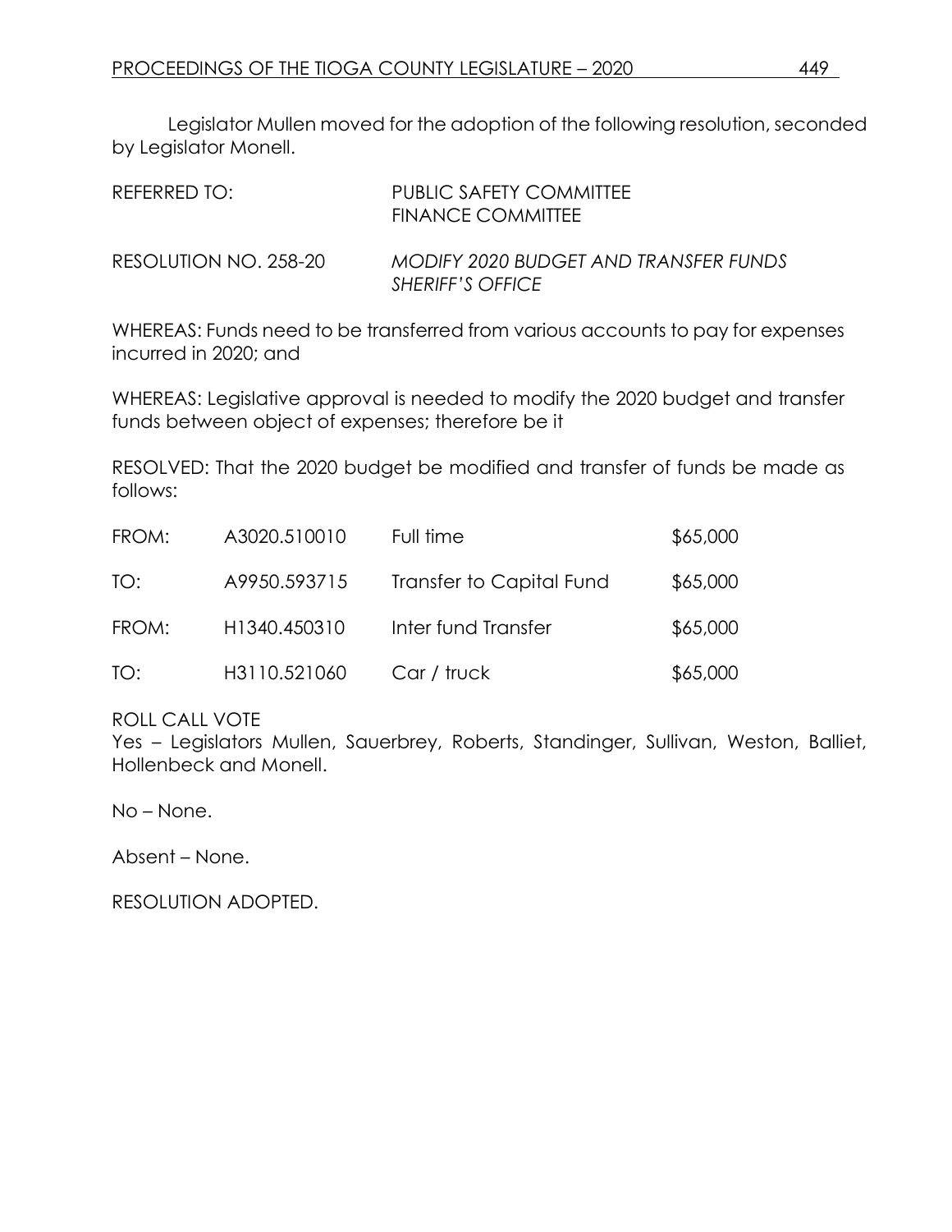Legislator Mullen moved for the adoption of the following resolution, seconded by Legislator Monell.

| | |
|---|---|
| REFERRED TO: | PUBLIC SAFETY COMMITTEE<br>FINANCE COMMITTEE |
| RESOLUTION NO. 258-20 | *MODIFY 2020 BUDGET AND TRANSFER FUNDS SHERIFF'S OFFICE* |

WHEREAS: Funds need to be transferred from various accounts to pay for expenses incurred in 2020; and

WHEREAS: Legislative approval is needed to modify the 2020 budget and transfer funds between object of expenses; therefore be it

RESOLVED: That the 2020 budget be modified and transfer of funds be made as follows:

| | | | |
|---|---|---|---|
| FROM: | A3020.510010 | Full time | $65,000 |
| TO: | A9950.593715 | Transfer to Capital Fund | $65,000 |
| FROM: | H1340.450310 | Inter fund Transfer | $65,000 |
| TO: | H3110.521060 | Car / truck | $65,000 |

ROLL CALL VOTE
Yes – Legislators Mullen, Sauerbrey, Roberts, Standinger, Sullivan, Weston, Balliet, Hollenbeck and Monell.

No – None.

Absent – None.

RESOLUTION ADOPTED.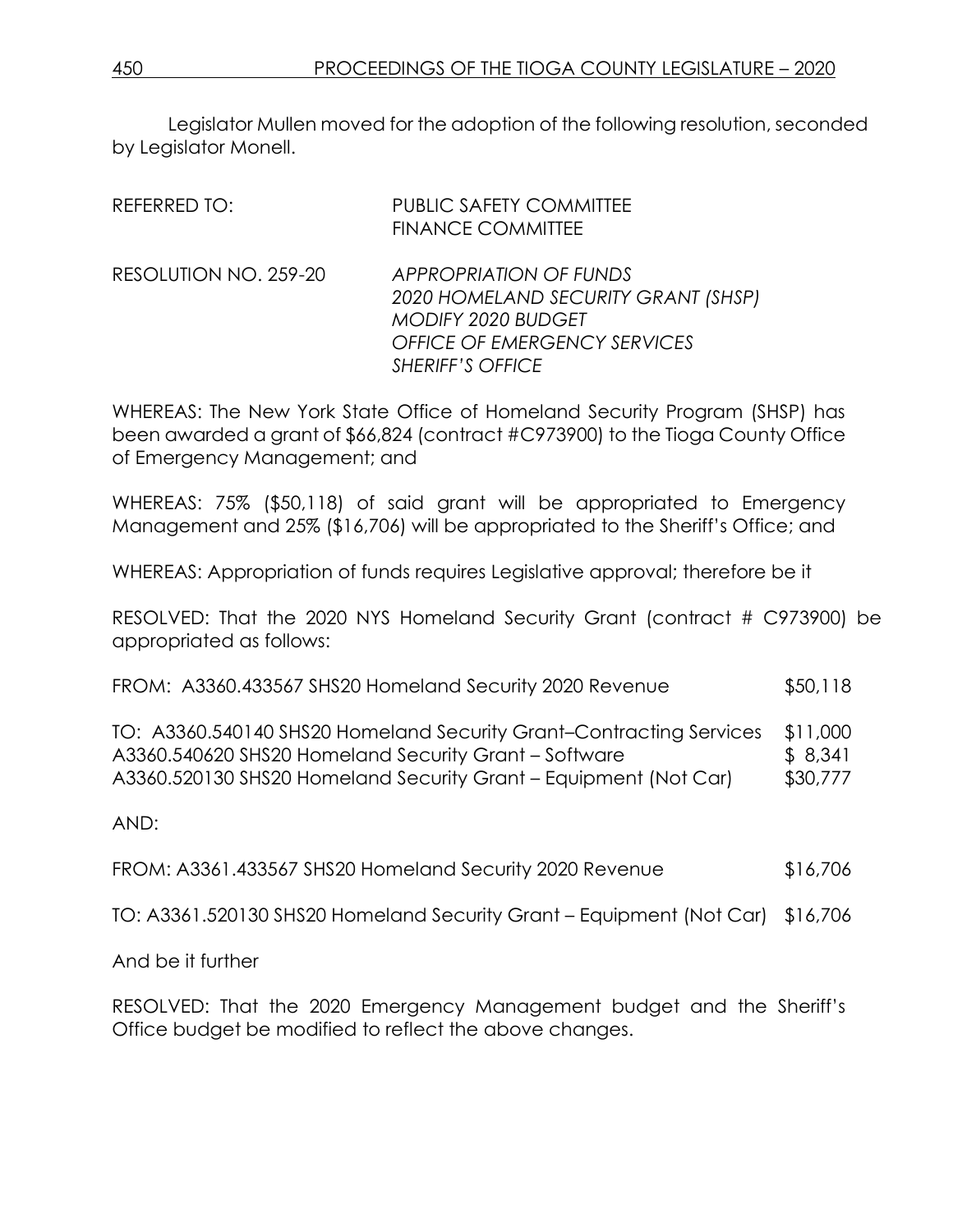Legislator Mullen moved for the adoption of the following resolution, seconded by Legislator Monell.

REFERRED TO: PUBLIC SAFETY COMMITTEE
FINANCE COMMITTEE

RESOLUTION NO. 259-20 *APPROPRIATION OF FUNDS*
*2020 HOMELAND SECURITY GRANT (SHSP)*
*MODIFY 2020 BUDGET*
*OFFICE OF EMERGENCY SERVICES*
*SHERIFF'S OFFICE*

WHEREAS: The New York State Office of Homeland Security Program (SHSP) has been awarded a grant of $66,824 (contract #C973900) to the Tioga County Office of Emergency Management; and

WHEREAS: 75% ($50,118) of said grant will be appropriated to Emergency Management and 25% ($16,706) will be appropriated to the Sheriff's Office; and

WHEREAS: Appropriation of funds requires Legislative approval; therefore be it

RESOLVED: That the 2020 NYS Homeland Security Grant (contract # C973900) be appropriated as follows:

| | |
|---|---|
| FROM: A3360.433567 SHS20 Homeland Security 2020 Revenue | $50,118 |
| TO: A3360.540140 SHS20 Homeland Security Grant–Contracting Services | $11,000 |
| A3360.540620 SHS20 Homeland Security Grant – Software | $ 8,341 |
| A3360.520130 SHS20 Homeland Security Grant – Equipment (Not Car) | $30,777 |

AND:

| | |
|---|---|
| FROM: A3361.433567 SHS20 Homeland Security 2020 Revenue | $16,706 |
| TO: A3361.520130 SHS20 Homeland Security Grant – Equipment (Not Car) | $16,706 |

And be it further

RESOLVED: That the 2020 Emergency Management budget and the Sheriff's Office budget be modified to reflect the above changes.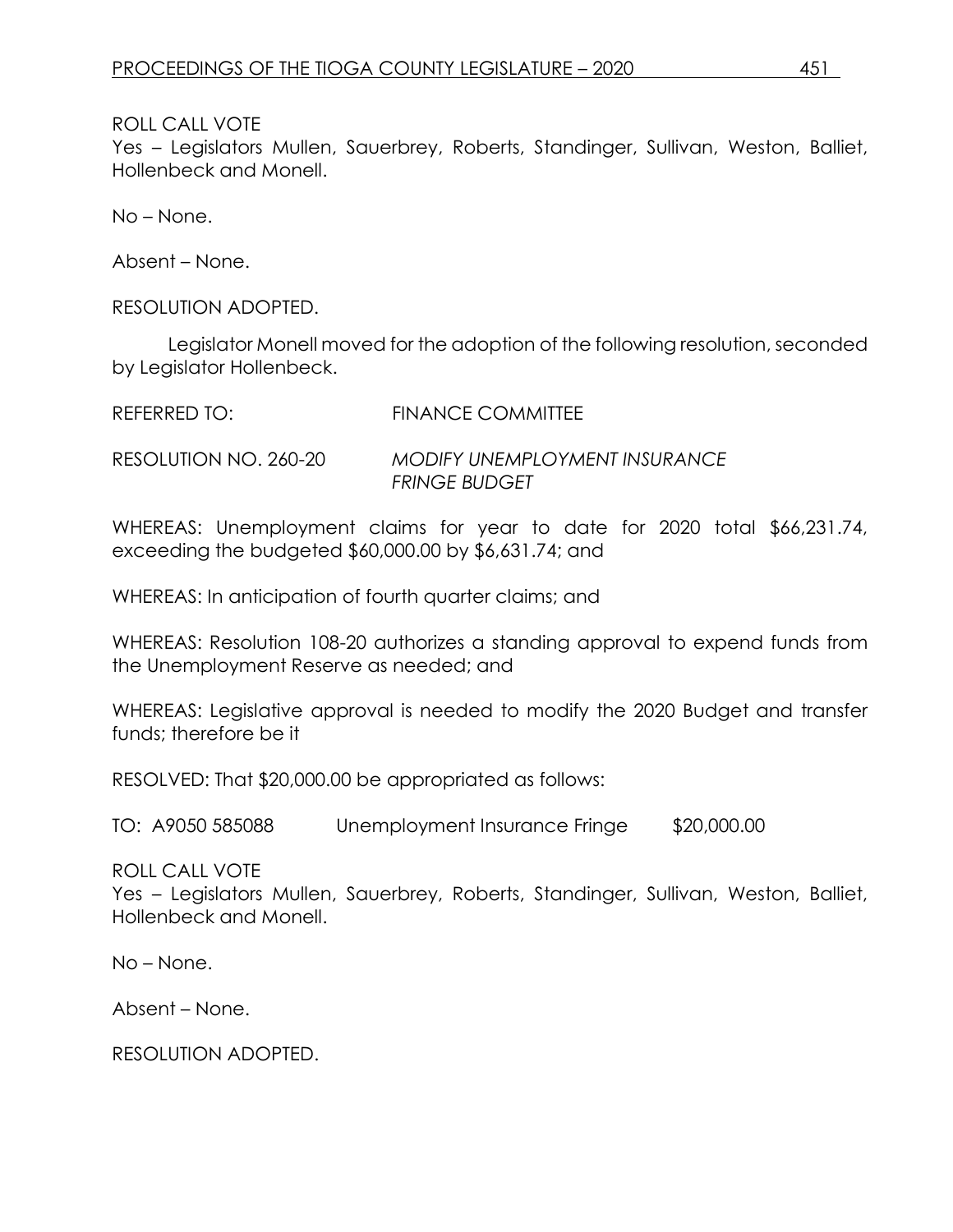ROLL CALL VOTE
Yes – Legislators Mullen, Sauerbrey, Roberts, Standinger, Sullivan, Weston, Balliet, Hollenbeck and Monell.

No – None.

Absent – None.

RESOLUTION ADOPTED.

Legislator Monell moved for the adoption of the following resolution, seconded by Legislator Hollenbeck.

REFERRED TO: FINANCE COMMITTEE

RESOLUTION NO. 260-20 *MODIFY UNEMPLOYMENT INSURANCE FRINGE BUDGET*

WHEREAS: Unemployment claims for year to date for 2020 total $66,231.74, exceeding the budgeted $60,000.00 by $6,631.74; and

WHEREAS: In anticipation of fourth quarter claims; and

WHEREAS: Resolution 108-20 authorizes a standing approval to expend funds from the Unemployment Reserve as needed; and

WHEREAS: Legislative approval is needed to modify the 2020 Budget and transfer funds; therefore be it

RESOLVED: That $20,000.00 be appropriated as follows:

TO: A9050 585088 Unemployment Insurance Fringe $20,000.00

ROLL CALL VOTE
Yes – Legislators Mullen, Sauerbrey, Roberts, Standinger, Sullivan, Weston, Balliet, Hollenbeck and Monell.

No – None.

Absent – None.

RESOLUTION ADOPTED.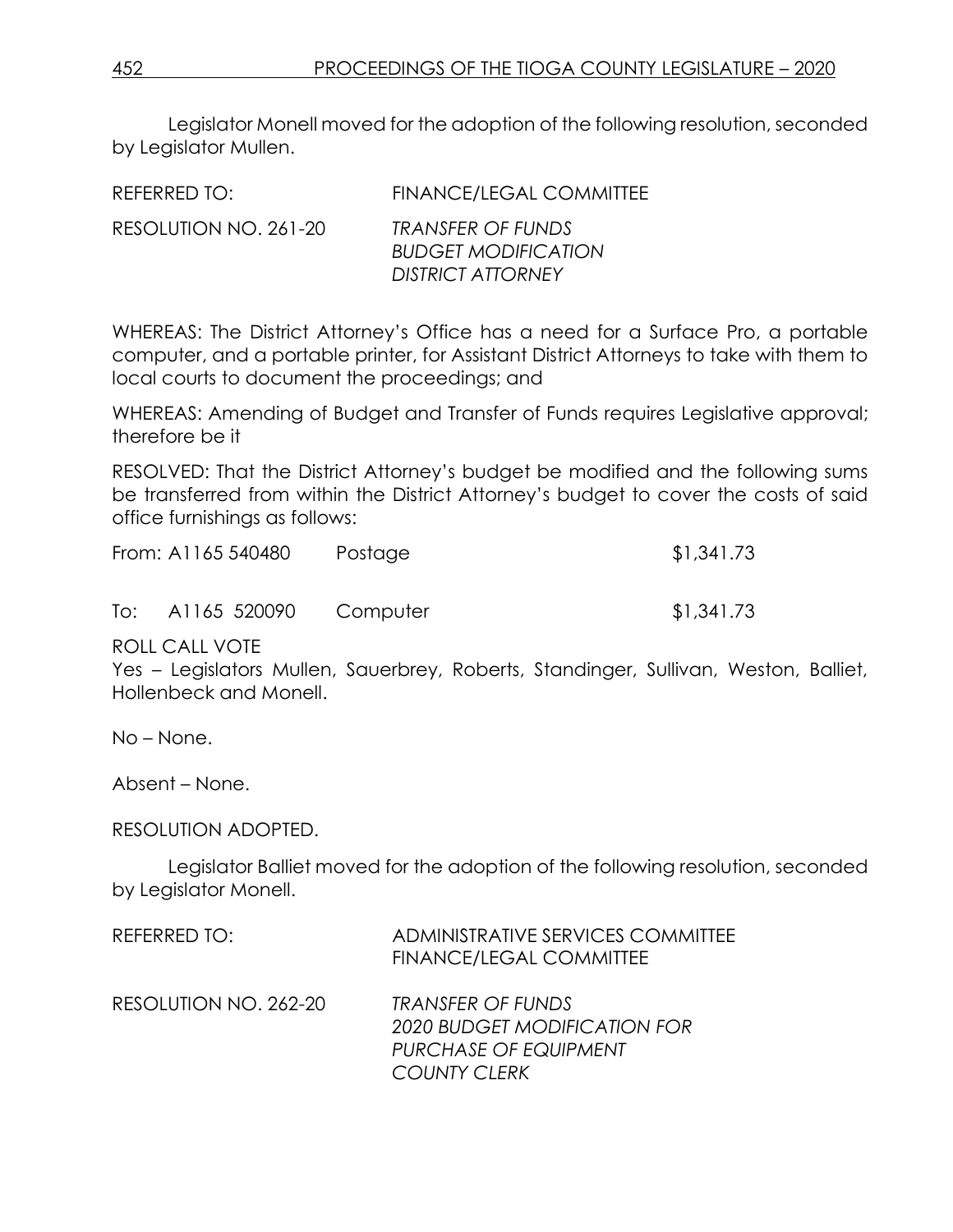Legislator Monell moved for the adoption of the following resolution, seconded by Legislator Mullen.

REFERRED TO: FINANCE/LEGAL COMMITTEE

RESOLUTION NO. 261-20 *TRANSFER OF FUNDS*
*BUDGET MODIFICATION*
*DISTRICT ATTORNEY*

WHEREAS: The District Attorney's Office has a need for a Surface Pro, a portable computer, and a portable printer, for Assistant District Attorneys to take with them to local courts to document the proceedings; and

WHEREAS: Amending of Budget and Transfer of Funds requires Legislative approval; therefore be it

RESOLVED: That the District Attorney's budget be modified and the following sums be transferred from within the District Attorney's budget to cover the costs of said office furnishings as follows:

| | | | |
|---|---|---|---|
| From: | A1165 540480 | Postage | $1,341.73 |
| To: | A1165 520090 | Computer | $1,341.73 |

ROLL CALL VOTE
Yes – Legislators Mullen, Sauerbrey, Roberts, Standinger, Sullivan, Weston, Balliet, Hollenbeck and Monell.

No – None.

Absent – None.

RESOLUTION ADOPTED.

Legislator Balliet moved for the adoption of the following resolution, seconded by Legislator Monell.

REFERRED TO: ADMINISTRATIVE SERVICES COMMITTEE
FINANCE/LEGAL COMMITTEE

RESOLUTION NO. 262-20 *TRANSFER OF FUNDS*
*2020 BUDGET MODIFICATION FOR*
*PURCHASE OF EQUIPMENT*
*COUNTY CLERK*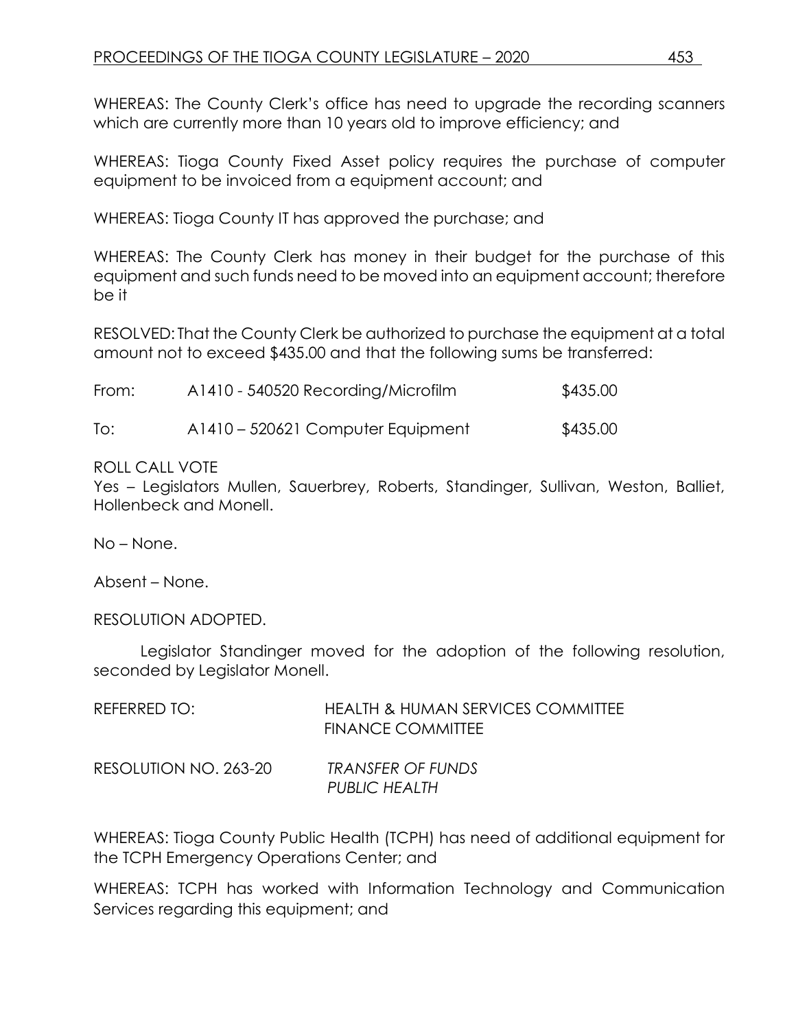WHEREAS: The County Clerk's office has need to upgrade the recording scanners which are currently more than 10 years old to improve efficiency; and

WHEREAS: Tioga County Fixed Asset policy requires the purchase of computer equipment to be invoiced from a equipment account; and

WHEREAS: Tioga County IT has approved the purchase; and

WHEREAS: The County Clerk has money in their budget for the purchase of this equipment and such funds need to be moved into an equipment account; therefore be it

RESOLVED: That the County Clerk be authorized to purchase the equipment at a total amount not to exceed $435.00 and that the following sums be transferred:

| | | |
|---|---|---|
| From: | A1410 - 540520 Recording/Microfilm | $435.00 |
| To: | A1410 – 520621 Computer Equipment | $435.00 |

ROLL CALL VOTE
Yes – Legislators Mullen, Sauerbrey, Roberts, Standinger, Sullivan, Weston, Balliet, Hollenbeck and Monell.

No – None.

Absent – None.

RESOLUTION ADOPTED.

Legislator Standinger moved for the adoption of the following resolution, seconded by Legislator Monell.

REFERRED TO: HEALTH & HUMAN SERVICES COMMITTEE
FINANCE COMMITTEE

RESOLUTION NO. 263-20 *TRANSFER OF FUNDS*
*PUBLIC HEALTH*

WHEREAS: Tioga County Public Health (TCPH) has need of additional equipment for the TCPH Emergency Operations Center; and

WHEREAS: TCPH has worked with Information Technology and Communication Services regarding this equipment; and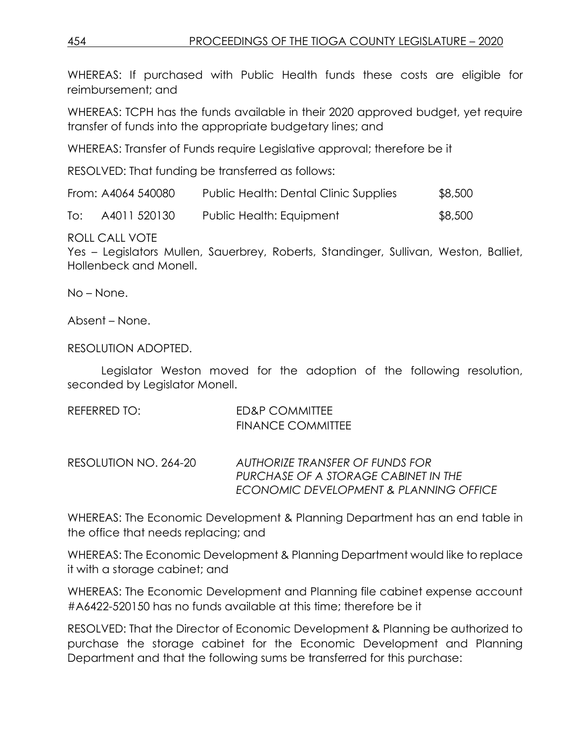WHEREAS: If purchased with Public Health funds these costs are eligible for reimbursement; and

WHEREAS: TCPH has the funds available in their 2020 approved budget, yet require transfer of funds into the appropriate budgetary lines; and

WHEREAS: Transfer of Funds require Legislative approval; therefore be it

RESOLVED: That funding be transferred as follows:

| | | | |
|---|---|---|---|
| From: | A4064 540080 | Public Health: Dental Clinic Supplies | $8,500 |
| To: | A4011 520130 | Public Health: Equipment | $8,500 |

ROLL CALL VOTE
Yes – Legislators Mullen, Sauerbrey, Roberts, Standinger, Sullivan, Weston, Balliet, Hollenbeck and Monell.

No – None.

Absent – None.

RESOLUTION ADOPTED.

Legislator Weston moved for the adoption of the following resolution, seconded by Legislator Monell.

REFERRED TO: ED&P COMMITTEE
FINANCE COMMITTEE

RESOLUTION NO. 264-20 *AUTHORIZE TRANSFER OF FUNDS FOR PURCHASE OF A STORAGE CABINET IN THE ECONOMIC DEVELOPMENT & PLANNING OFFICE*

WHEREAS: The Economic Development & Planning Department has an end table in the office that needs replacing; and

WHEREAS: The Economic Development & Planning Department would like to replace it with a storage cabinet; and

WHEREAS: The Economic Development and Planning file cabinet expense account #A6422-520150 has no funds available at this time; therefore be it

RESOLVED: That the Director of Economic Development & Planning be authorized to purchase the storage cabinet for the Economic Development and Planning Department and that the following sums be transferred for this purchase: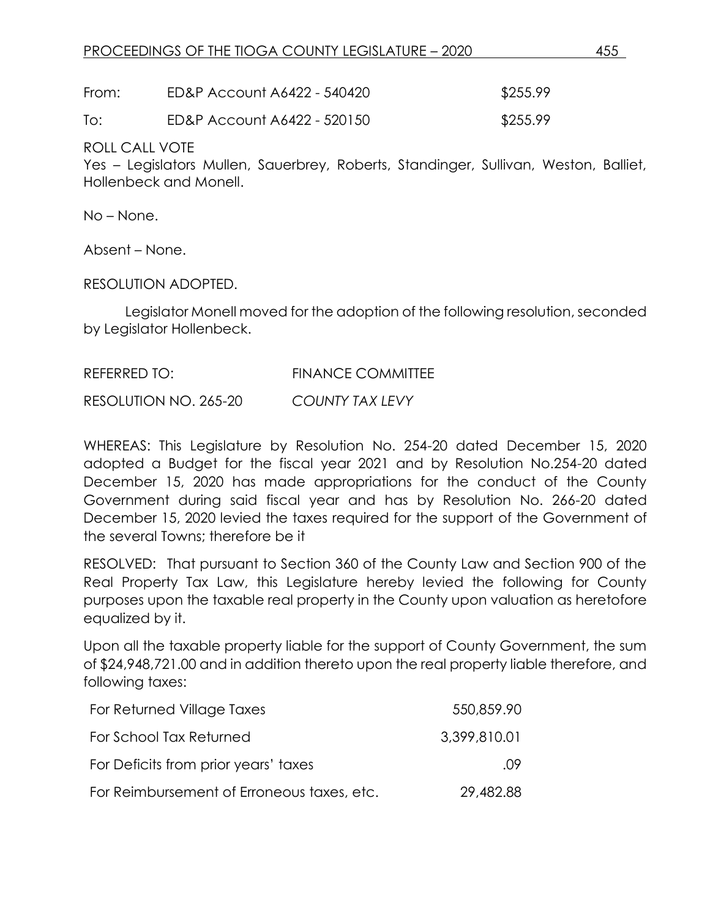| | | |
|---|---|---|
| From: | ED&P Account A6422 - 540420 | $255.99 |
| To: | ED&P Account A6422 - 520150 | $255.99 |

ROLL CALL VOTE
Yes – Legislators Mullen, Sauerbrey, Roberts, Standinger, Sullivan, Weston, Balliet, Hollenbeck and Monell.

No – None.

Absent – None.

RESOLUTION ADOPTED.

Legislator Monell moved for the adoption of the following resolution, seconded by Legislator Hollenbeck.

REFERRED TO: FINANCE COMMITTEE

RESOLUTION NO. 265-20 *COUNTY TAX LEVY*

WHEREAS: This Legislature by Resolution No. 254-20 dated December 15, 2020 adopted a Budget for the fiscal year 2021 and by Resolution No.254-20 dated December 15, 2020 has made appropriations for the conduct of the County Government during said fiscal year and has by Resolution No. 266-20 dated December 15, 2020 levied the taxes required for the support of the Government of the several Towns; therefore be it

RESOLVED: That pursuant to Section 360 of the County Law and Section 900 of the Real Property Tax Law, this Legislature hereby levied the following for County purposes upon the taxable real property in the County upon valuation as heretofore equalized by it.

Upon all the taxable property liable for the support of County Government, the sum of $24,948,721.00 and in addition thereto upon the real property liable therefore, and following taxes:

| | |
|---|---|
| For Returned Village Taxes | 550,859.90 |
| For School Tax Returned | 3,399,810.01 |
| For Deficits from prior years' taxes | .09 |
| For Reimbursement of Erroneous taxes, etc. | 29,482.88 |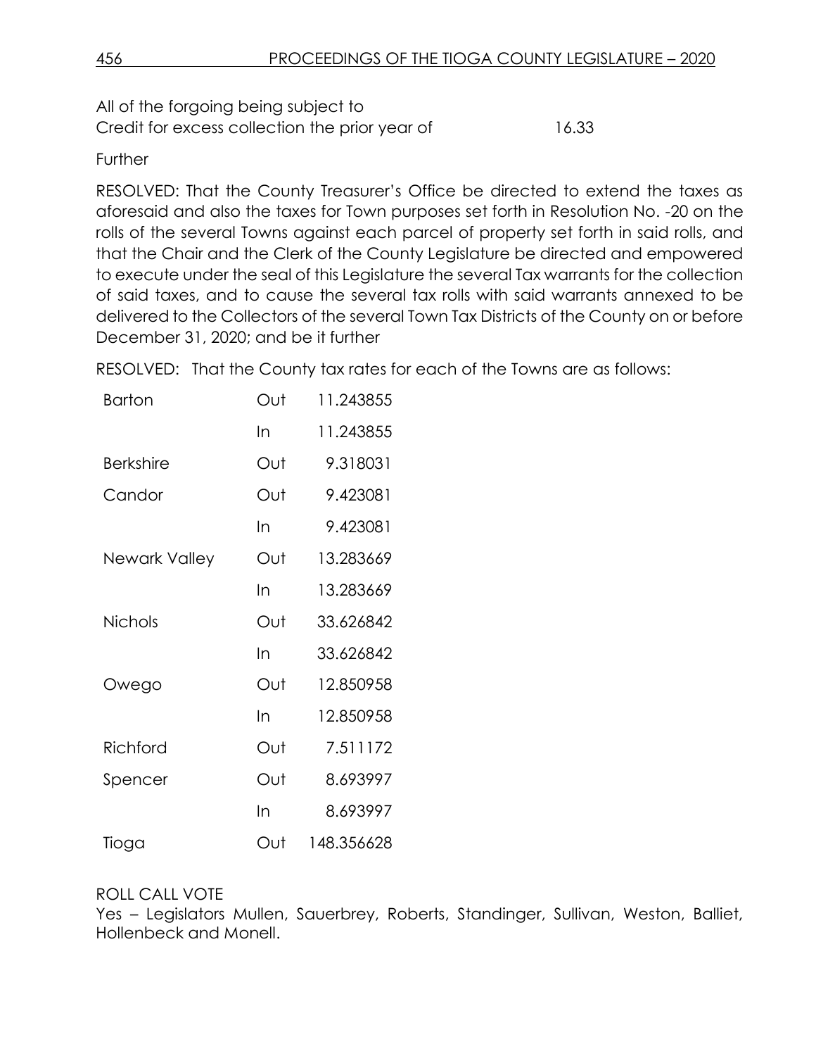All of the forgoing being subject to
Credit for excess collection the prior year of 16.33

Further

RESOLVED: That the County Treasurer's Office be directed to extend the taxes as aforesaid and also the taxes for Town purposes set forth in Resolution No. -20 on the rolls of the several Towns against each parcel of property set forth in said rolls, and that the Chair and the Clerk of the County Legislature be directed and empowered to execute under the seal of this Legislature the several Tax warrants for the collection of said taxes, and to cause the several tax rolls with said warrants annexed to be delivered to the Collectors of the several Town Tax Districts of the County on or before December 31, 2020; and be it further

RESOLVED: That the County tax rates for each of the Towns are as follows:

| | | |
|---|---|---|
| Barton | Out | 11.243855 |
| | In | 11.243855 |
| Berkshire | Out | 9.318031 |
| Candor | Out | 9.423081 |
| | In | 9.423081 |
| Newark Valley | Out | 13.283669 |
| | In | 13.283669 |
| Nichols | Out | 33.626842 |
| | In | 33.626842 |
| Owego | Out | 12.850958 |
| | In | 12.850958 |
| Richford | Out | 7.511172 |
| Spencer | Out | 8.693997 |
| | In | 8.693997 |
| Tioga | Out | 148.356628 |

ROLL CALL VOTE
Yes – Legislators Mullen, Sauerbrey, Roberts, Standinger, Sullivan, Weston, Balliet, Hollenbeck and Monell.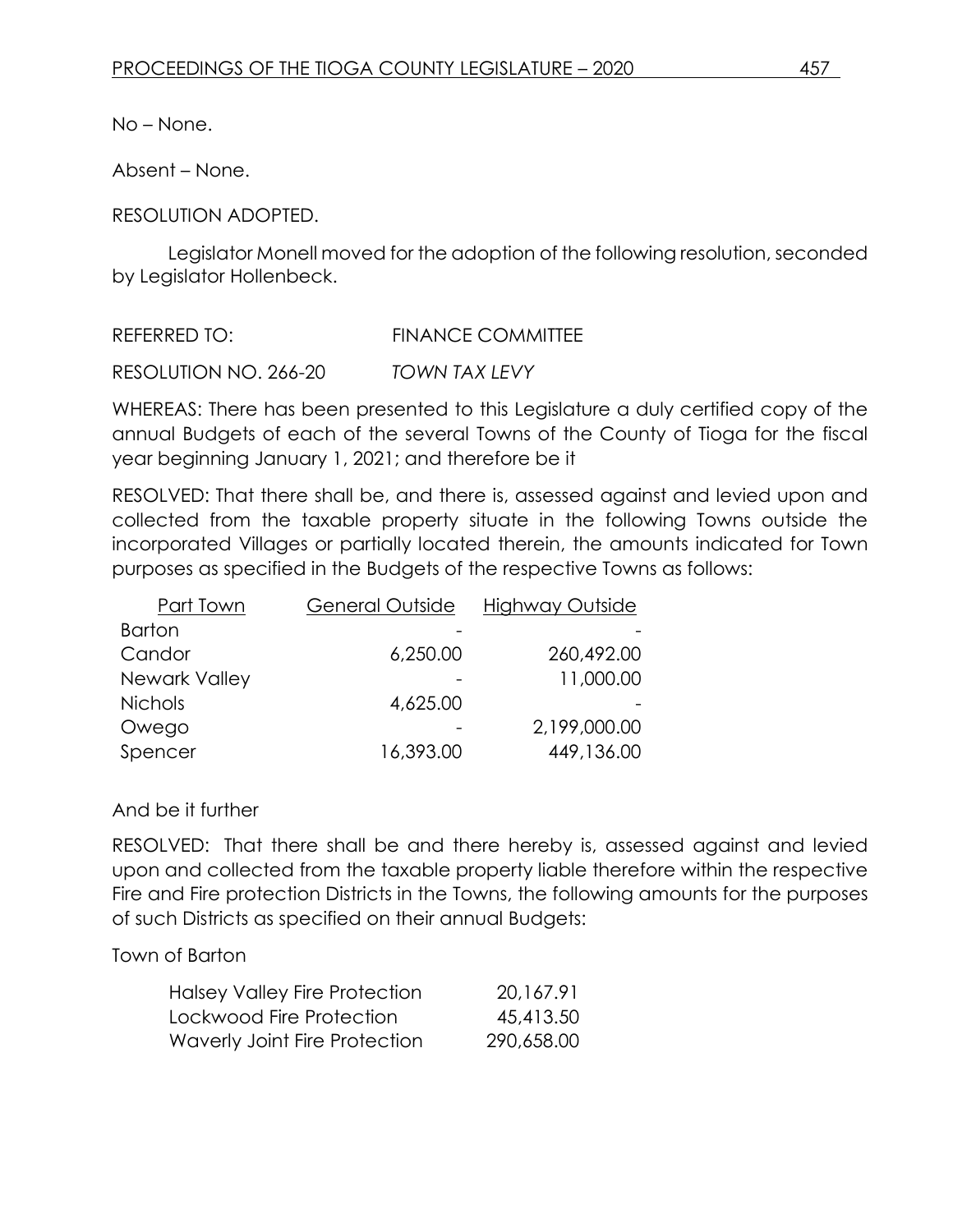No – None.

Absent – None.

RESOLUTION ADOPTED.

Legislator Monell moved for the adoption of the following resolution, seconded by Legislator Hollenbeck.

REFERRED TO: FINANCE COMMITTEE

RESOLUTION NO. 266-20 *TOWN TAX LEVY*

WHEREAS: There has been presented to this Legislature a duly certified copy of the annual Budgets of each of the several Towns of the County of Tioga for the fiscal year beginning January 1, 2021; and therefore be it

RESOLVED: That there shall be, and there is, assessed against and levied upon and collected from the taxable property situate in the following Towns outside the incorporated Villages or partially located therein, the amounts indicated for Town purposes as specified in the Budgets of the respective Towns as follows:

| Part Town | General Outside | Highway Outside |
|---|---|---|
| Barton | - | - |
| Candor | 6,250.00 | 260,492.00 |
| Newark Valley | - | 11,000.00 |
| Nichols | 4,625.00 | - |
| Owego | - | 2,199,000.00 |
| Spencer | 16,393.00 | 449,136.00 |

And be it further

RESOLVED: That there shall be and there hereby is, assessed against and levied upon and collected from the taxable property liable therefore within the respective Fire and Fire protection Districts in the Towns, the following amounts for the purposes of such Districts as specified on their annual Budgets:

Town of Barton

| | |
|---|---|
| Halsey Valley Fire Protection | 20,167.91 |
| Lockwood Fire Protection | 45,413.50 |
| Waverly Joint Fire Protection | 290,658.00 |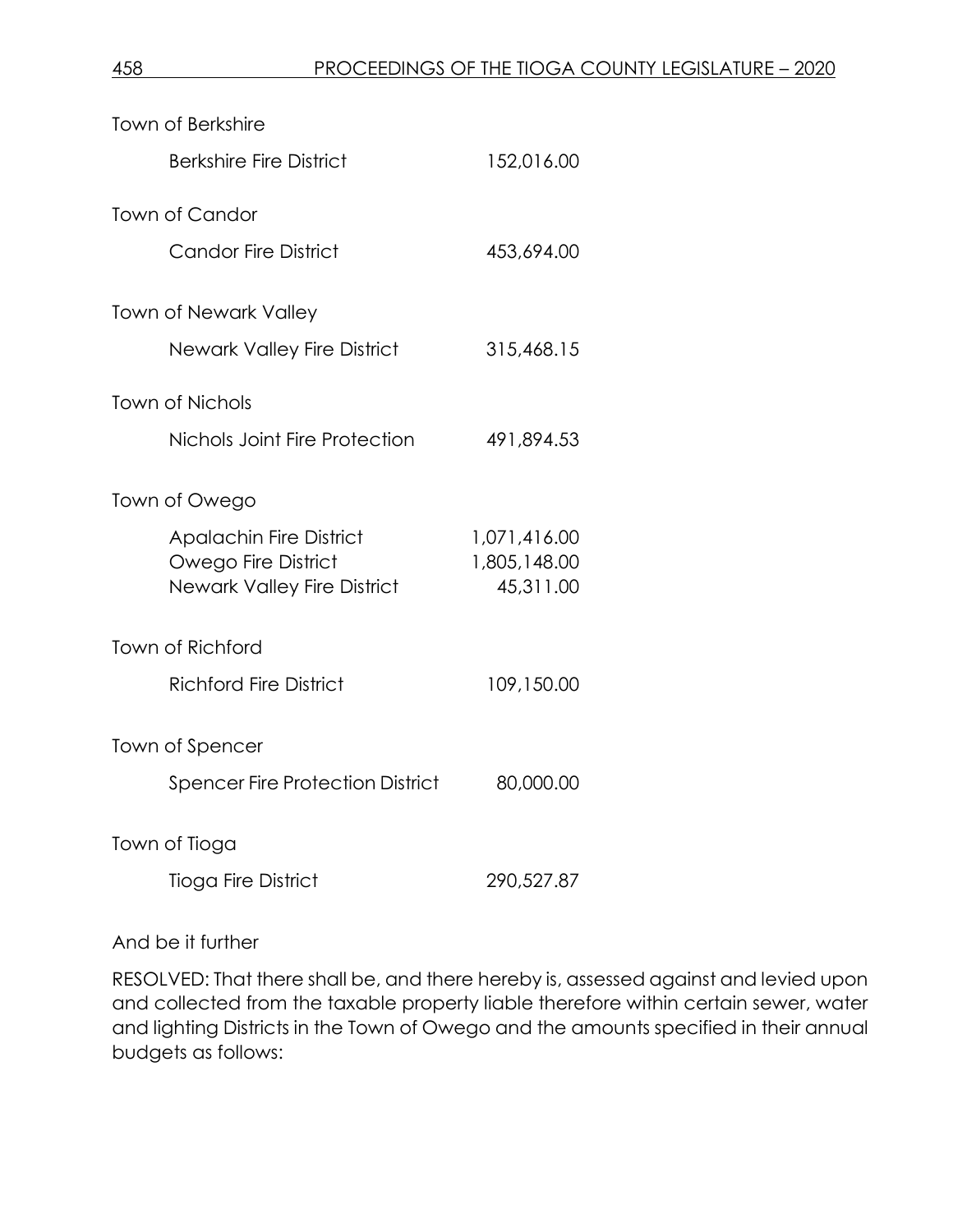Town of Berkshire

| | |
|---|---|
| Berkshire Fire District | 152,016.00 |

Town of Candor

| | |
|---|---|
| Candor Fire District | 453,694.00 |

Town of Newark Valley

| | |
|---|---|
| Newark Valley Fire District | 315,468.15 |

Town of Nichols

| | |
|---|---|
| Nichols Joint Fire Protection | 491,894.53 |

Town of Owego

| | |
|---|---|
| Apalachin Fire District | 1,071,416.00 |
| Owego Fire District | 1,805,148.00 |
| Newark Valley Fire District | 45,311.00 |

Town of Richford

| | |
|---|---|
| Richford Fire District | 109,150.00 |

Town of Spencer

| | |
|---|---|
| Spencer Fire Protection District | 80,000.00 |

Town of Tioga

| | |
|---|---|
| Tioga Fire District | 290,527.87 |

And be it further

RESOLVED: That there shall be, and there hereby is, assessed against and levied upon and collected from the taxable property liable therefore within certain sewer, water and lighting Districts in the Town of Owego and the amounts specified in their annual budgets as follows: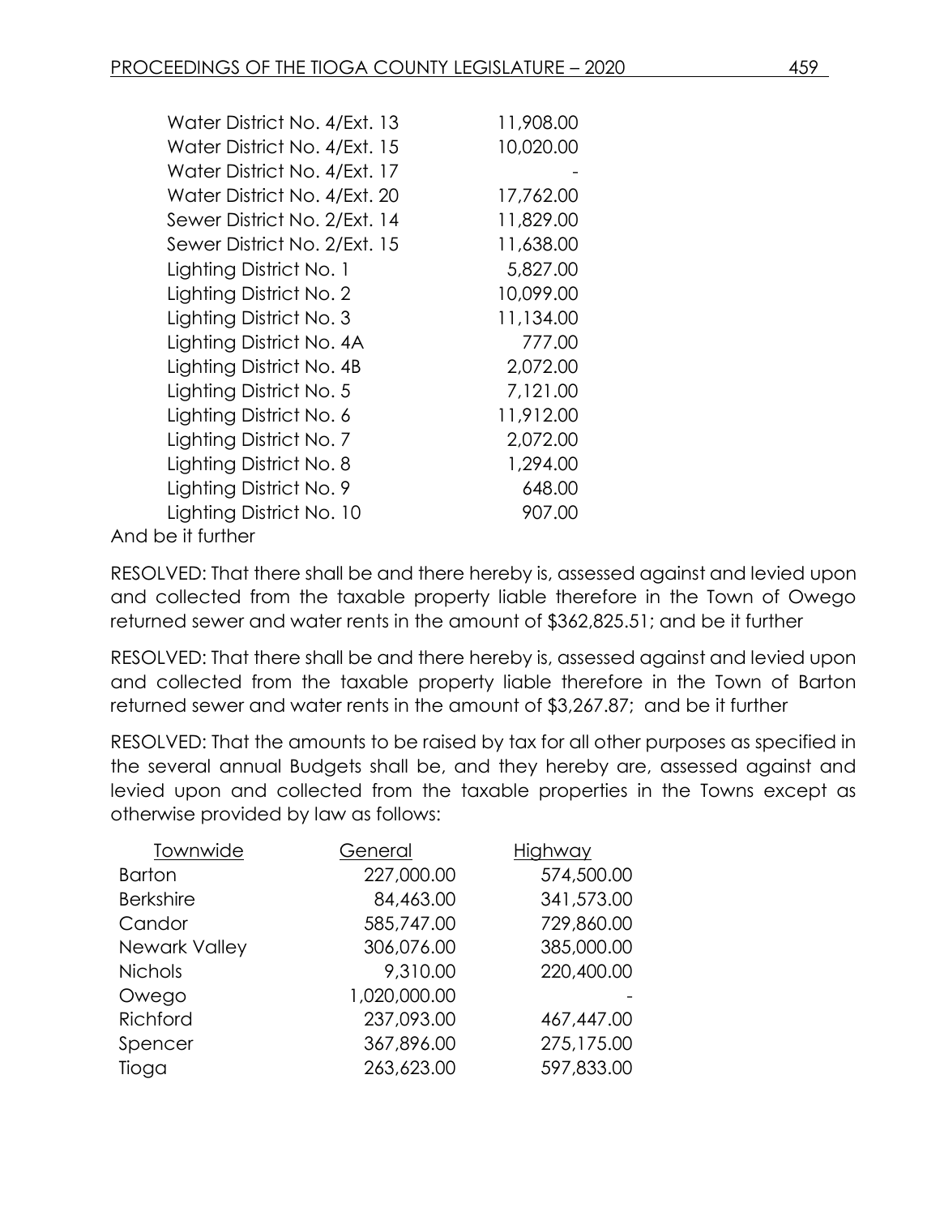| | |
|---|---|
| Water District No. 4/Ext. 13 | 11,908.00 |
| Water District No. 4/Ext. 15 | 10,020.00 |
| Water District No. 4/Ext. 17 | - |
| Water District No. 4/Ext. 20 | 17,762.00 |
| Sewer District No. 2/Ext. 14 | 11,829.00 |
| Sewer District No. 2/Ext. 15 | 11,638.00 |
| Lighting District No. 1 | 5,827.00 |
| Lighting District No. 2 | 10,099.00 |
| Lighting District No. 3 | 11,134.00 |
| Lighting District No. 4A | 777.00 |
| Lighting District No. 4B | 2,072.00 |
| Lighting District No. 5 | 7,121.00 |
| Lighting District No. 6 | 11,912.00 |
| Lighting District No. 7 | 2,072.00 |
| Lighting District No. 8 | 1,294.00 |
| Lighting District No. 9 | 648.00 |
| Lighting District No. 10 | 907.00 |

And be it further

RESOLVED: That there shall be and there hereby is, assessed against and levied upon and collected from the taxable property liable therefore in the Town of Owego returned sewer and water rents in the amount of $362,825.51; and be it further

RESOLVED: That there shall be and there hereby is, assessed against and levied upon and collected from the taxable property liable therefore in the Town of Barton returned sewer and water rents in the amount of $3,267.87; and be it further

RESOLVED: That the amounts to be raised by tax for all other purposes as specified in the several annual Budgets shall be, and they hereby are, assessed against and levied upon and collected from the taxable properties in the Towns except as otherwise provided by law as follows:

| Townwide | General | Highway |
|---|---|---|
| Barton | 227,000.00 | 574,500.00 |
| Berkshire | 84,463.00 | 341,573.00 |
| Candor | 585,747.00 | 729,860.00 |
| Newark Valley | 306,076.00 | 385,000.00 |
| Nichols | 9,310.00 | 220,400.00 |
| Owego | 1,020,000.00 | - |
| Richford | 237,093.00 | 467,447.00 |
| Spencer | 367,896.00 | 275,175.00 |
| Tioga | 263,623.00 | 597,833.00 |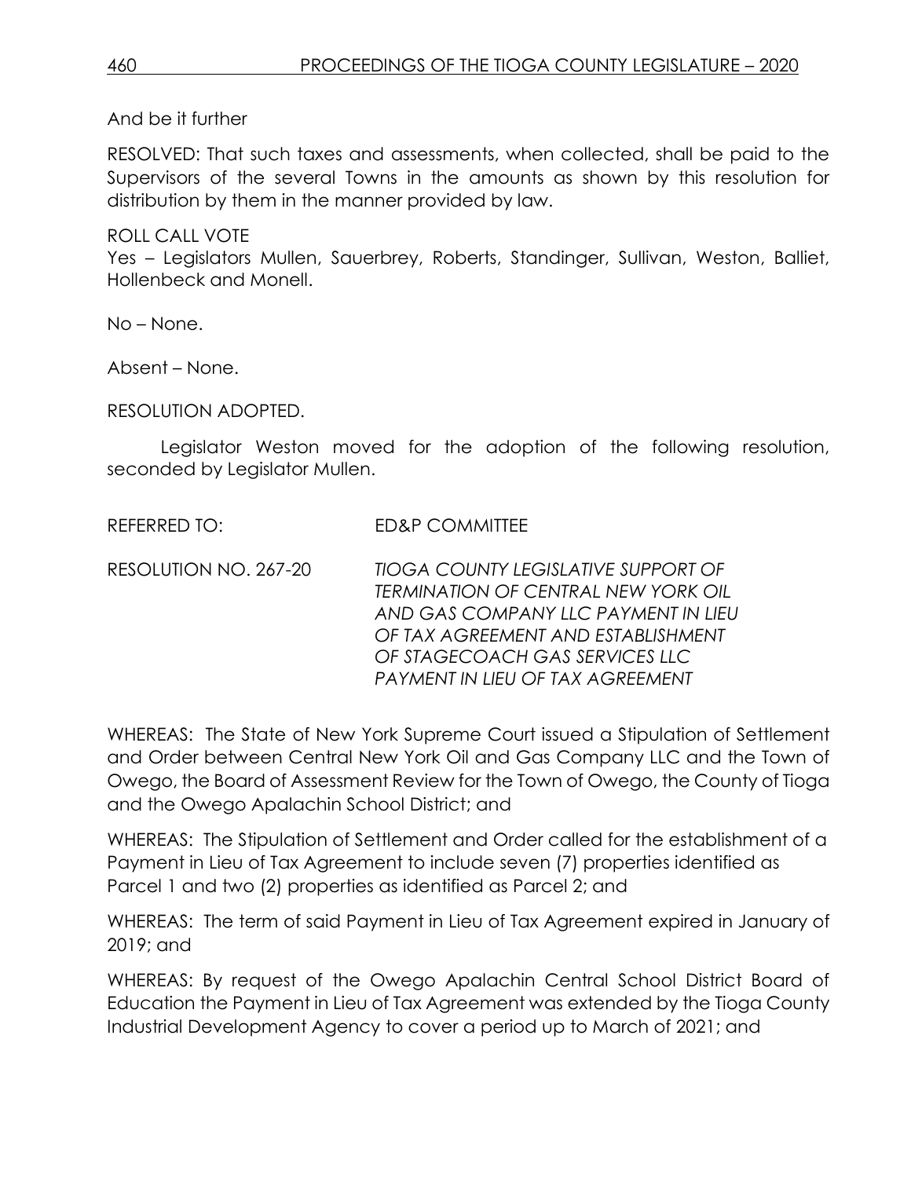And be it further

RESOLVED: That such taxes and assessments, when collected, shall be paid to the Supervisors of the several Towns in the amounts as shown by this resolution for distribution by them in the manner provided by law.

ROLL CALL VOTE
Yes – Legislators Mullen, Sauerbrey, Roberts, Standinger, Sullivan, Weston, Balliet, Hollenbeck and Monell.

No – None.

Absent – None.

RESOLUTION ADOPTED.

Legislator Weston moved for the adoption of the following resolution, seconded by Legislator Mullen.

REFERRED TO: ED&P COMMITTEE

RESOLUTION NO. 267-20 *TIOGA COUNTY LEGISLATIVE SUPPORT OF TERMINATION OF CENTRAL NEW YORK OIL AND GAS COMPANY LLC PAYMENT IN LIEU OF TAX AGREEMENT AND ESTABLISHMENT OF STAGECOACH GAS SERVICES LLC PAYMENT IN LIEU OF TAX AGREEMENT*

WHEREAS: The State of New York Supreme Court issued a Stipulation of Settlement and Order between Central New York Oil and Gas Company LLC and the Town of Owego, the Board of Assessment Review for the Town of Owego, the County of Tioga and the Owego Apalachin School District; and

WHEREAS: The Stipulation of Settlement and Order called for the establishment of a Payment in Lieu of Tax Agreement to include seven (7) properties identified as Parcel 1 and two (2) properties as identified as Parcel 2; and

WHEREAS: The term of said Payment in Lieu of Tax Agreement expired in January of 2019; and

WHEREAS: By request of the Owego Apalachin Central School District Board of Education the Payment in Lieu of Tax Agreement was extended by the Tioga County Industrial Development Agency to cover a period up to March of 2021; and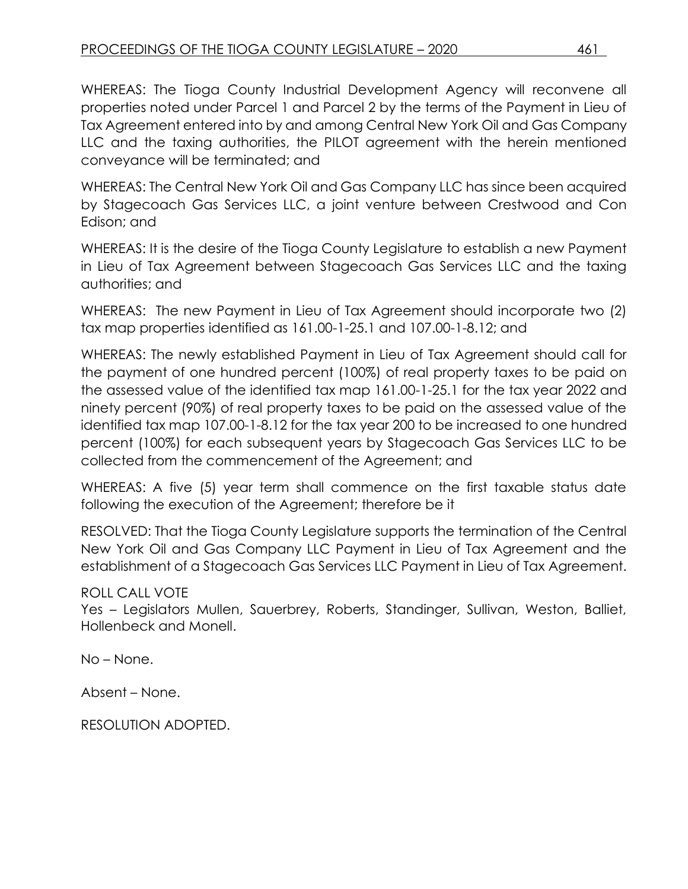WHEREAS: The Tioga County Industrial Development Agency will reconvene all properties noted under Parcel 1 and Parcel 2 by the terms of the Payment in Lieu of Tax Agreement entered into by and among Central New York Oil and Gas Company LLC and the taxing authorities, the PILOT agreement with the herein mentioned conveyance will be terminated; and

WHEREAS: The Central New York Oil and Gas Company LLC has since been acquired by Stagecoach Gas Services LLC, a joint venture between Crestwood and Con Edison; and

WHEREAS: It is the desire of the Tioga County Legislature to establish a new Payment in Lieu of Tax Agreement between Stagecoach Gas Services LLC and the taxing authorities; and

WHEREAS: The new Payment in Lieu of Tax Agreement should incorporate two (2) tax map properties identified as 161.00-1-25.1 and 107.00-1-8.12; and

WHEREAS: The newly established Payment in Lieu of Tax Agreement should call for the payment of one hundred percent (100%) of real property taxes to be paid on the assessed value of the identified tax map 161.00-1-25.1 for the tax year 2022 and ninety percent (90%) of real property taxes to be paid on the assessed value of the identified tax map 107.00-1-8.12 for the tax year 200 to be increased to one hundred percent (100%) for each subsequent years by Stagecoach Gas Services LLC to be collected from the commencement of the Agreement; and

WHEREAS: A five (5) year term shall commence on the first taxable status date following the execution of the Agreement; therefore be it

RESOLVED: That the Tioga County Legislature supports the termination of the Central New York Oil and Gas Company LLC Payment in Lieu of Tax Agreement and the establishment of a Stagecoach Gas Services LLC Payment in Lieu of Tax Agreement.

ROLL CALL VOTE
Yes – Legislators Mullen, Sauerbrey, Roberts, Standinger, Sullivan, Weston, Balliet, Hollenbeck and Monell.

No – None.

Absent – None.

RESOLUTION ADOPTED.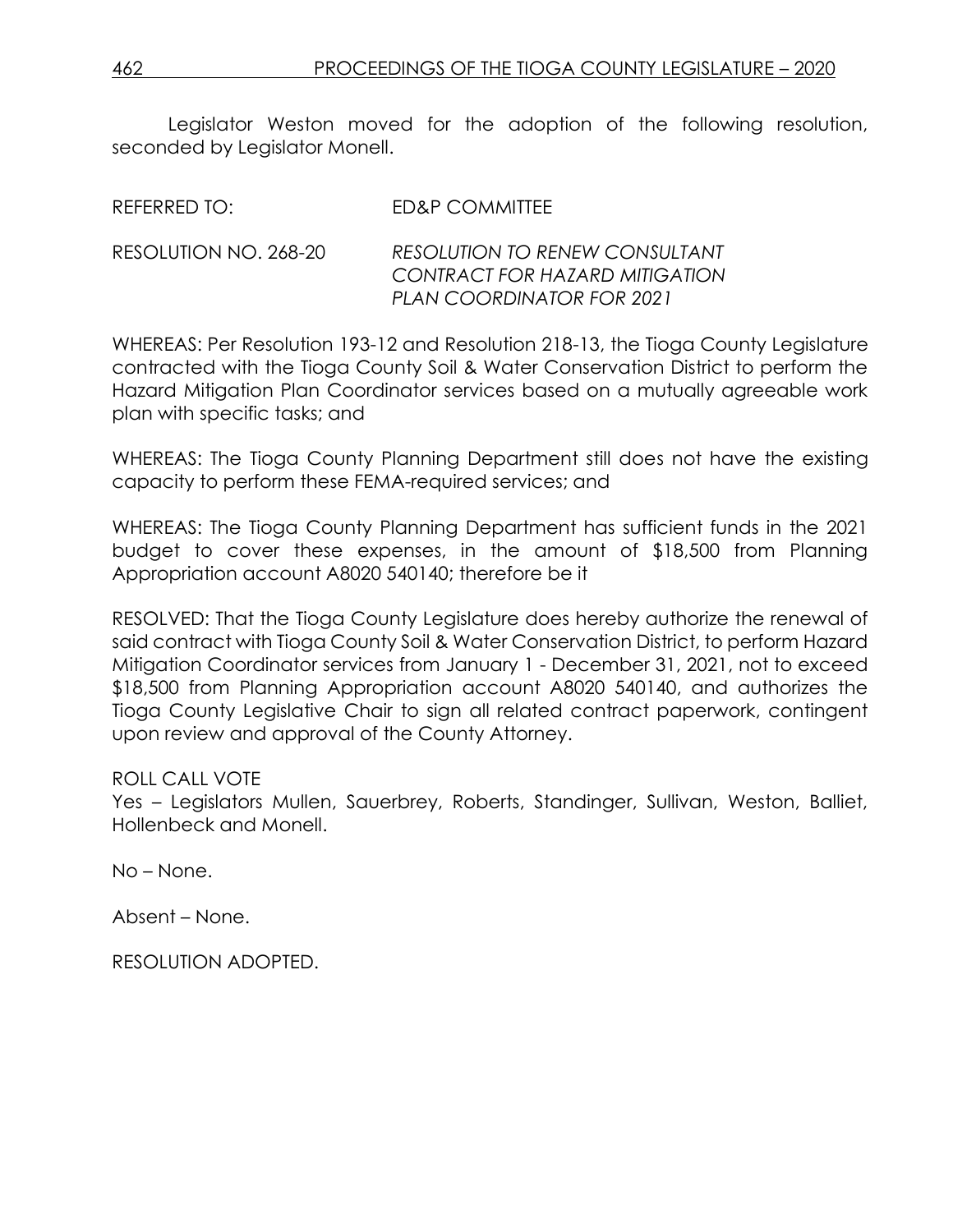Legislator Weston moved for the adoption of the following resolution, seconded by Legislator Monell.

REFERRED TO: ED&P COMMITTEE

RESOLUTION NO. 268-20 *RESOLUTION TO RENEW CONSULTANT CONTRACT FOR HAZARD MITIGATION PLAN COORDINATOR FOR 2021*

WHEREAS: Per Resolution 193-12 and Resolution 218-13, the Tioga County Legislature contracted with the Tioga County Soil & Water Conservation District to perform the Hazard Mitigation Plan Coordinator services based on a mutually agreeable work plan with specific tasks; and

WHEREAS: The Tioga County Planning Department still does not have the existing capacity to perform these FEMA-required services; and

WHEREAS: The Tioga County Planning Department has sufficient funds in the 2021 budget to cover these expenses, in the amount of $18,500 from Planning Appropriation account A8020 540140; therefore be it

RESOLVED: That the Tioga County Legislature does hereby authorize the renewal of said contract with Tioga County Soil & Water Conservation District, to perform Hazard Mitigation Coordinator services from January 1 - December 31, 2021, not to exceed $18,500 from Planning Appropriation account A8020 540140, and authorizes the Tioga County Legislative Chair to sign all related contract paperwork, contingent upon review and approval of the County Attorney.

ROLL CALL VOTE

Yes – Legislators Mullen, Sauerbrey, Roberts, Standinger, Sullivan, Weston, Balliet, Hollenbeck and Monell.

No – None.

Absent – None.

RESOLUTION ADOPTED.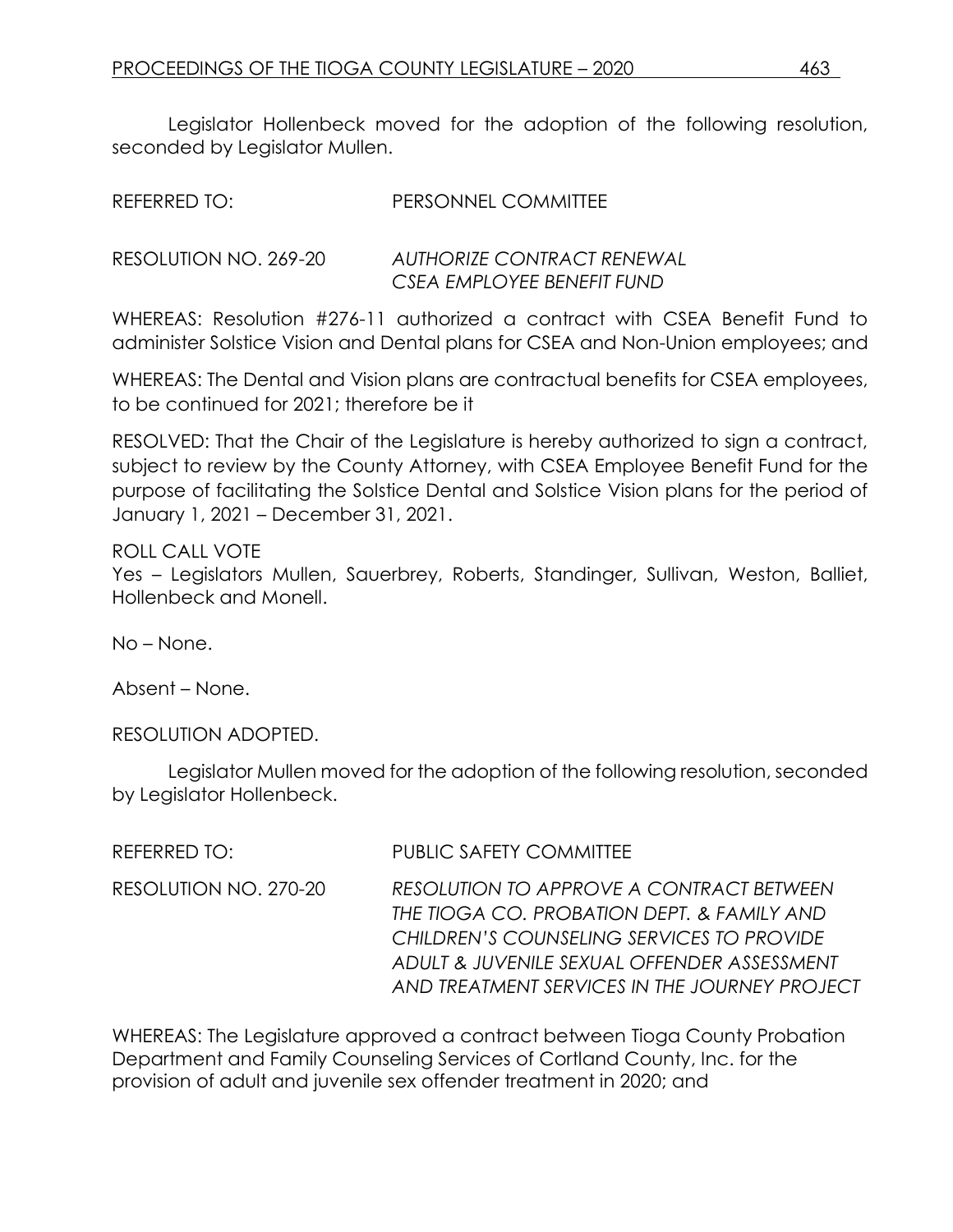Legislator Hollenbeck moved for the adoption of the following resolution, seconded by Legislator Mullen.

REFERRED TO: PERSONNEL COMMITTEE

RESOLUTION NO. 269-20 *AUTHORIZE CONTRACT RENEWAL CSEA EMPLOYEE BENEFIT FUND*

WHEREAS: Resolution #276-11 authorized a contract with CSEA Benefit Fund to administer Solstice Vision and Dental plans for CSEA and Non-Union employees; and

WHEREAS: The Dental and Vision plans are contractual benefits for CSEA employees, to be continued for 2021; therefore be it

RESOLVED: That the Chair of the Legislature is hereby authorized to sign a contract, subject to review by the County Attorney, with CSEA Employee Benefit Fund for the purpose of facilitating the Solstice Dental and Solstice Vision plans for the period of January 1, 2021 – December 31, 2021.

ROLL CALL VOTE
Yes – Legislators Mullen, Sauerbrey, Roberts, Standinger, Sullivan, Weston, Balliet, Hollenbeck and Monell.

No – None.

Absent – None.

RESOLUTION ADOPTED.

Legislator Mullen moved for the adoption of the following resolution, seconded by Legislator Hollenbeck.

REFERRED TO: PUBLIC SAFETY COMMITTEE

RESOLUTION NO. 270-20 *RESOLUTION TO APPROVE A CONTRACT BETWEEN THE TIOGA CO. PROBATION DEPT. & FAMILY AND CHILDREN'S COUNSELING SERVICES TO PROVIDE ADULT & JUVENILE SEXUAL OFFENDER ASSESSMENT AND TREATMENT SERVICES IN THE JOURNEY PROJECT*

WHEREAS: The Legislature approved a contract between Tioga County Probation Department and Family Counseling Services of Cortland County, Inc. for the provision of adult and juvenile sex offender treatment in 2020; and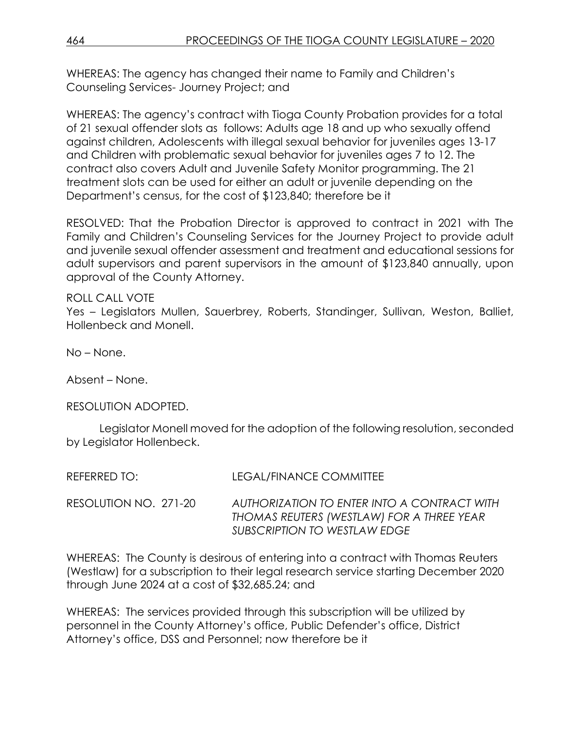WHEREAS: The agency has changed their name to Family and Children's Counseling Services- Journey Project; and

WHEREAS: The agency's contract with Tioga County Probation provides for a total of 21 sexual offender slots as follows: Adults age 18 and up who sexually offend against children, Adolescents with illegal sexual behavior for juveniles ages 13-17 and Children with problematic sexual behavior for juveniles ages 7 to 12. The contract also covers Adult and Juvenile Safety Monitor programming. The 21 treatment slots can be used for either an adult or juvenile depending on the Department's census, for the cost of $123,840; therefore be it

RESOLVED: That the Probation Director is approved to contract in 2021 with The Family and Children's Counseling Services for the Journey Project to provide adult and juvenile sexual offender assessment and treatment and educational sessions for adult supervisors and parent supervisors in the amount of $123,840 annually, upon approval of the County Attorney.

ROLL CALL VOTE
Yes – Legislators Mullen, Sauerbrey, Roberts, Standinger, Sullivan, Weston, Balliet, Hollenbeck and Monell.

No – None.

Absent – None.

RESOLUTION ADOPTED.

Legislator Monell moved for the adoption of the following resolution, seconded by Legislator Hollenbeck.

REFERRED TO: LEGAL/FINANCE COMMITTEE

RESOLUTION NO. 271-20 *AUTHORIZATION TO ENTER INTO A CONTRACT WITH THOMAS REUTERS (WESTLAW) FOR A THREE YEAR SUBSCRIPTION TO WESTLAW EDGE*

WHEREAS: The County is desirous of entering into a contract with Thomas Reuters (Westlaw) for a subscription to their legal research service starting December 2020 through June 2024 at a cost of $32,685.24; and

WHEREAS: The services provided through this subscription will be utilized by personnel in the County Attorney's office, Public Defender's office, District Attorney's office, DSS and Personnel; now therefore be it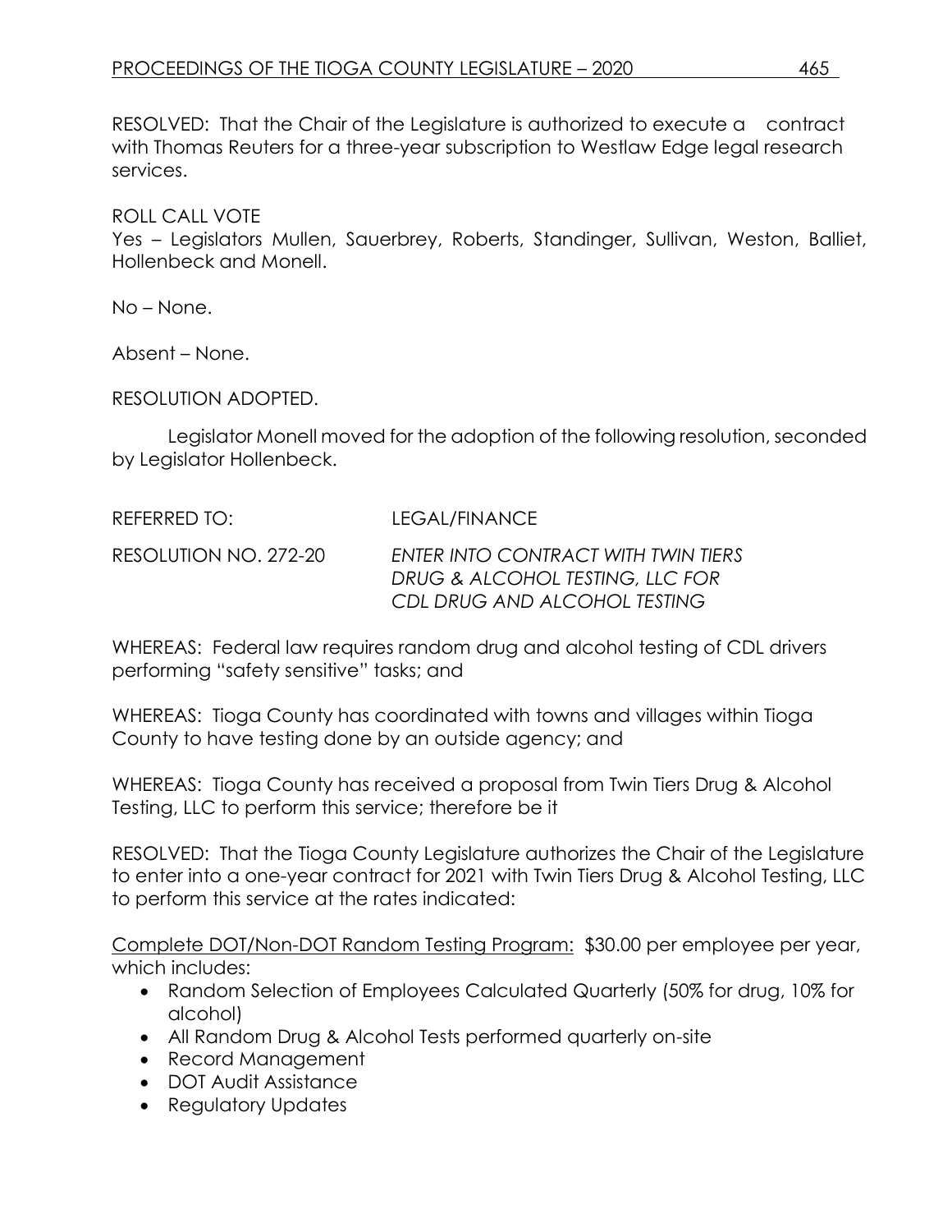RESOLVED: That the Chair of the Legislature is authorized to execute a contract with Thomas Reuters for a three-year subscription to Westlaw Edge legal research services.

ROLL CALL VOTE
Yes – Legislators Mullen, Sauerbrey, Roberts, Standinger, Sullivan, Weston, Balliet, Hollenbeck and Monell.

No – None.

Absent – None.

RESOLUTION ADOPTED.

Legislator Monell moved for the adoption of the following resolution, seconded by Legislator Hollenbeck.

REFERRED TO: LEGAL/FINANCE

RESOLUTION NO. 272-20 *ENTER INTO CONTRACT WITH TWIN TIERS DRUG & ALCOHOL TESTING, LLC FOR CDL DRUG AND ALCOHOL TESTING*

WHEREAS: Federal law requires random drug and alcohol testing of CDL drivers performing "safety sensitive" tasks; and

WHEREAS: Tioga County has coordinated with towns and villages within Tioga County to have testing done by an outside agency; and

WHEREAS: Tioga County has received a proposal from Twin Tiers Drug & Alcohol Testing, LLC to perform this service; therefore be it

RESOLVED: That the Tioga County Legislature authorizes the Chair of the Legislature to enter into a one-year contract for 2021 with Twin Tiers Drug & Alcohol Testing, LLC to perform this service at the rates indicated:

Complete DOT/Non-DOT Random Testing Program: $30.00 per employee per year, which includes:

- Random Selection of Employees Calculated Quarterly (50% for drug, 10% for alcohol)
- All Random Drug & Alcohol Tests performed quarterly on-site
- Record Management
- DOT Audit Assistance
- Regulatory Updates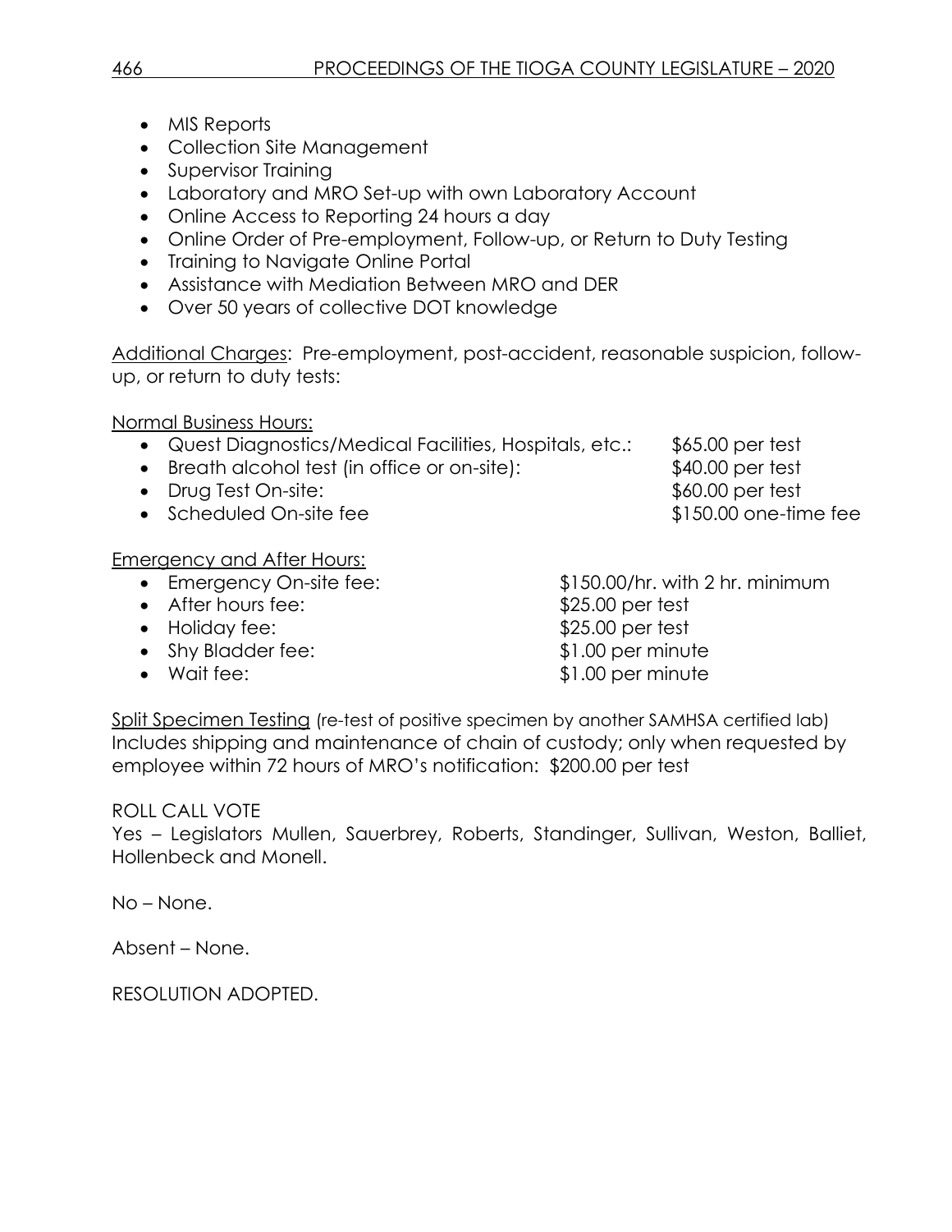- MIS Reports
- Collection Site Management
- Supervisor Training
- Laboratory and MRO Set-up with own Laboratory Account
- Online Access to Reporting 24 hours a day
- Online Order of Pre-employment, Follow-up, or Return to Duty Testing
- Training to Navigate Online Portal
- Assistance with Mediation Between MRO and DER
- Over 50 years of collective DOT knowledge

Additional Charges: Pre-employment, post-accident, reasonable suspicion, follow-up, or return to duty tests:

Normal Business Hours:

- Quest Diagnostics/Medical Facilities, Hospitals, etc.: $65.00 per test
- Breath alcohol test (in office or on-site): $40.00 per test
- Drug Test On-site: $60.00 per test
- Scheduled On-site fee $150.00 one-time fee

Emergency and After Hours:

- Emergency On-site fee: $150.00/hr. with 2 hr. minimum
- After hours fee: $25.00 per test
- Holiday fee: $25.00 per test
- Shy Bladder fee: $1.00 per minute
- Wait fee: $1.00 per minute

Split Specimen Testing (re-test of positive specimen by another SAMHSA certified lab) Includes shipping and maintenance of chain of custody; only when requested by employee within 72 hours of MRO's notification: $200.00 per test

ROLL CALL VOTE
Yes – Legislators Mullen, Sauerbrey, Roberts, Standinger, Sullivan, Weston, Balliet, Hollenbeck and Monell.

No – None.

Absent – None.

RESOLUTION ADOPTED.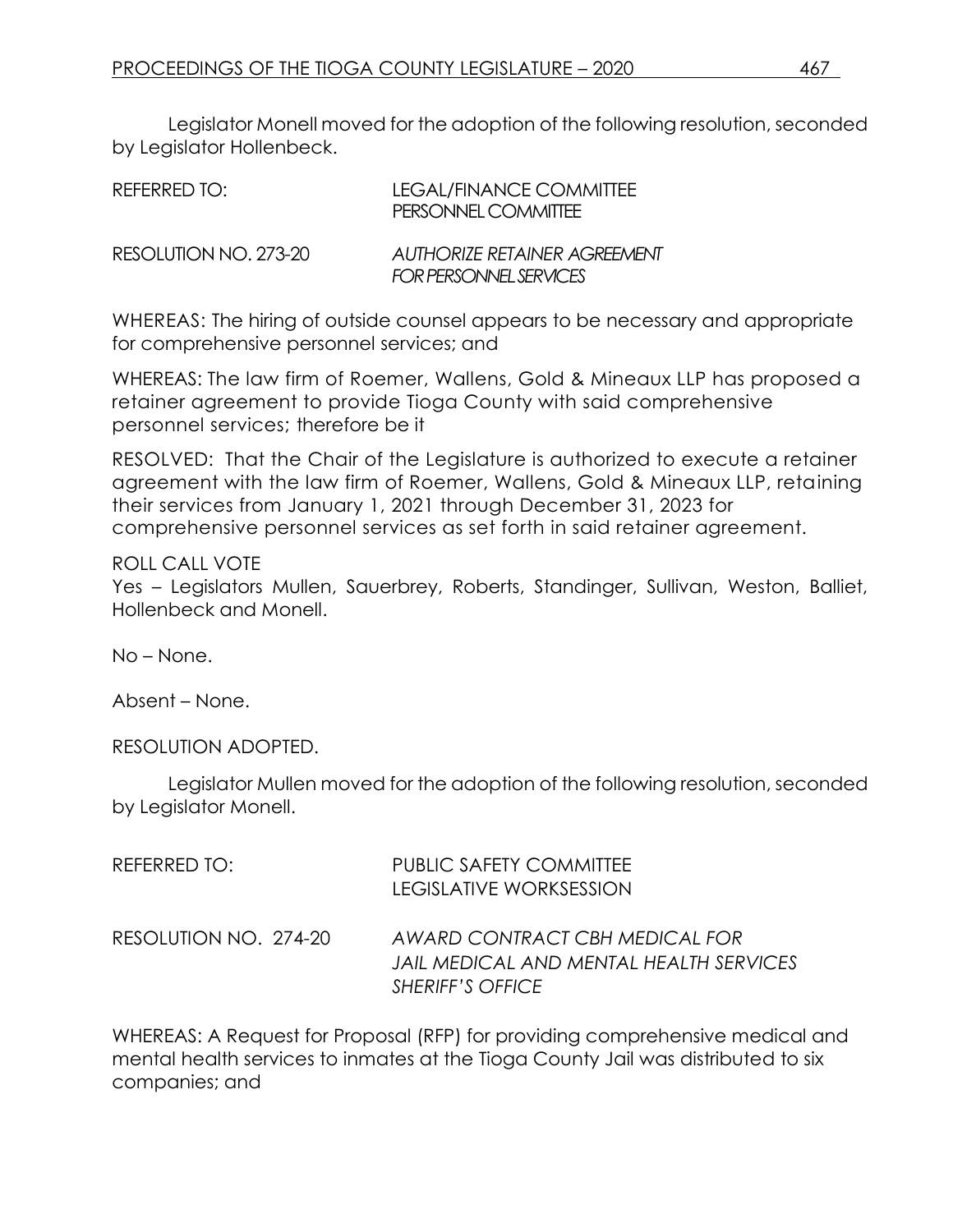Legislator Monell moved for the adoption of the following resolution, seconded by Legislator Hollenbeck.

REFERRED TO: LEGAL/FINANCE COMMITTEE
PERSONNEL COMMITTEE

RESOLUTION NO. 273-20 *AUTHORIZE RETAINER AGREEMENT FOR PERSONNEL SERVICES*

WHEREAS: The hiring of outside counsel appears to be necessary and appropriate for comprehensive personnel services; and

WHEREAS: The law firm of Roemer, Wallens, Gold & Mineaux LLP has proposed a retainer agreement to provide Tioga County with said comprehensive personnel services; therefore be it

RESOLVED: That the Chair of the Legislature is authorized to execute a retainer agreement with the law firm of Roemer, Wallens, Gold & Mineaux LLP, retaining their services from January 1, 2021 through December 31, 2023 for comprehensive personnel services as set forth in said retainer agreement.

ROLL CALL VOTE
Yes – Legislators Mullen, Sauerbrey, Roberts, Standinger, Sullivan, Weston, Balliet, Hollenbeck and Monell.

No – None.

Absent – None.

RESOLUTION ADOPTED.

Legislator Mullen moved for the adoption of the following resolution, seconded by Legislator Monell.

REFERRED TO: PUBLIC SAFETY COMMITTEE
LEGISLATIVE WORKSESSION

RESOLUTION NO. 274-20 *AWARD CONTRACT CBH MEDICAL FOR JAIL MEDICAL AND MENTAL HEALTH SERVICES SHERIFF'S OFFICE*

WHEREAS: A Request for Proposal (RFP) for providing comprehensive medical and mental health services to inmates at the Tioga County Jail was distributed to six companies; and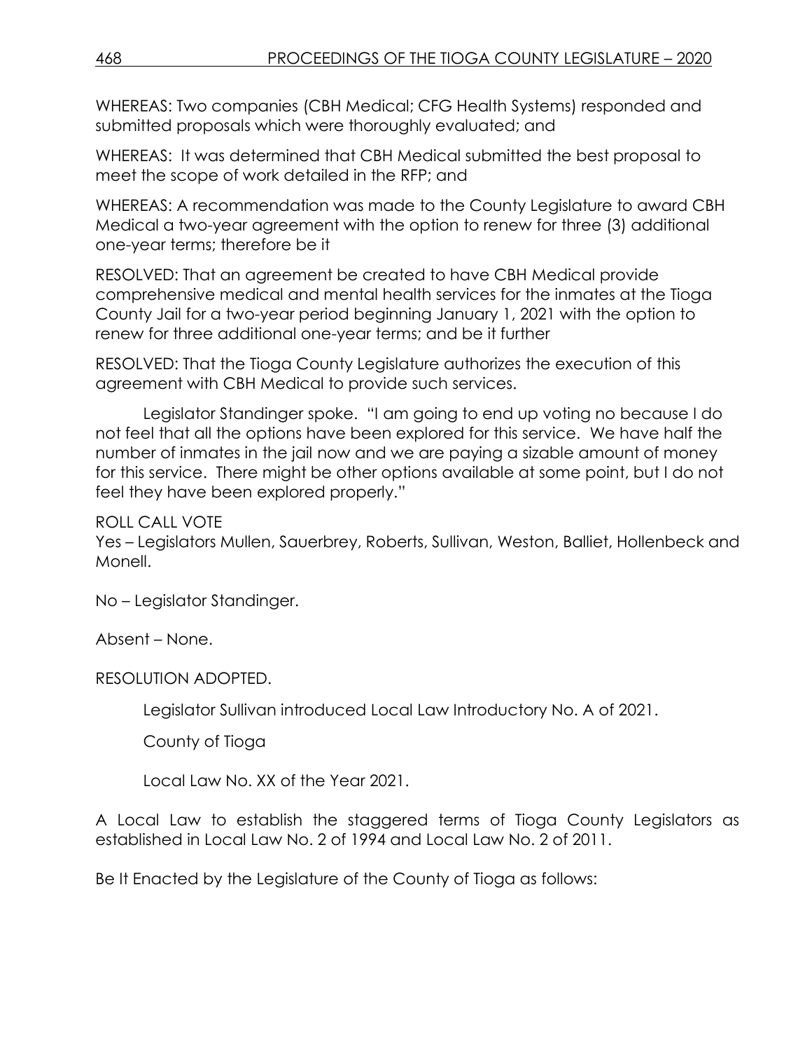WHEREAS: Two companies (CBH Medical; CFG Health Systems) responded and submitted proposals which were thoroughly evaluated; and

WHEREAS: It was determined that CBH Medical submitted the best proposal to meet the scope of work detailed in the RFP; and

WHEREAS: A recommendation was made to the County Legislature to award CBH Medical a two-year agreement with the option to renew for three (3) additional one-year terms; therefore be it

RESOLVED: That an agreement be created to have CBH Medical provide comprehensive medical and mental health services for the inmates at the Tioga County Jail for a two-year period beginning January 1, 2021 with the option to renew for three additional one-year terms; and be it further

RESOLVED: That the Tioga County Legislature authorizes the execution of this agreement with CBH Medical to provide such services.

Legislator Standinger spoke. "I am going to end up voting no because I do not feel that all the options have been explored for this service. We have half the number of inmates in the jail now and we are paying a sizable amount of money for this service. There might be other options available at some point, but I do not feel they have been explored properly."

ROLL CALL VOTE
Yes – Legislators Mullen, Sauerbrey, Roberts, Sullivan, Weston, Balliet, Hollenbeck and Monell.

No – Legislator Standinger.

Absent – None.

RESOLUTION ADOPTED.

Legislator Sullivan introduced Local Law Introductory No. A of 2021.

County of Tioga

Local Law No. XX of the Year 2021.

A Local Law to establish the staggered terms of Tioga County Legislators as established in Local Law No. 2 of 1994 and Local Law No. 2 of 2011.

Be It Enacted by the Legislature of the County of Tioga as follows: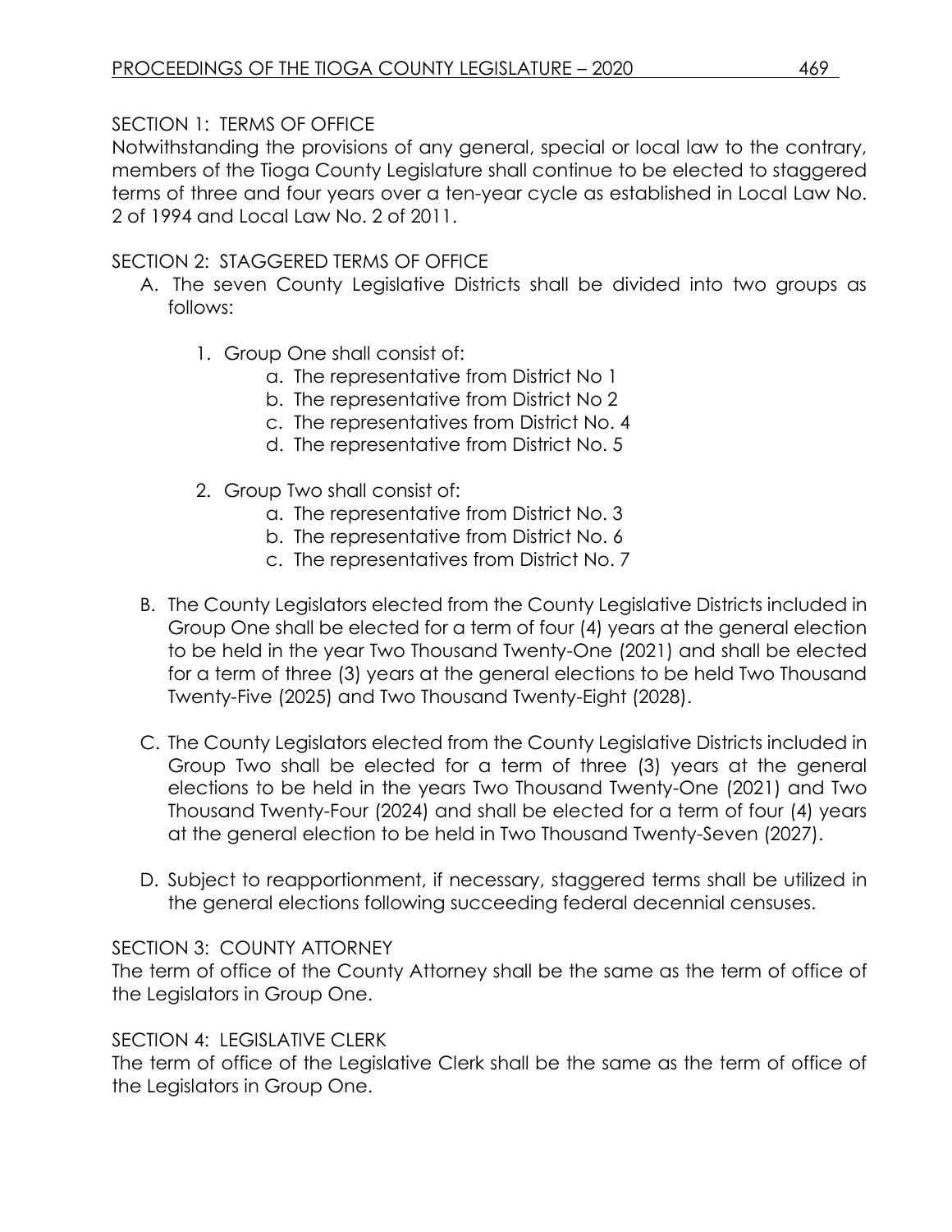SECTION 1: TERMS OF OFFICE

Notwithstanding the provisions of any general, special or local law to the contrary, members of the Tioga County Legislature shall continue to be elected to staggered terms of three and four years over a ten-year cycle as established in Local Law No. 2 of 1994 and Local Law No. 2 of 2011.

SECTION 2: STAGGERED TERMS OF OFFICE

A. The seven County Legislative Districts shall be divided into two groups as follows:

   1. Group One shall consist of:
      a. The representative from District No 1
      b. The representative from District No 2
      c. The representatives from District No. 4
      d. The representative from District No. 5

   2. Group Two shall consist of:
      a. The representative from District No. 3
      b. The representative from District No. 6
      c. The representatives from District No. 7

B. The County Legislators elected from the County Legislative Districts included in Group One shall be elected for a term of four (4) years at the general election to be held in the year Two Thousand Twenty-One (2021) and shall be elected for a term of three (3) years at the general elections to be held Two Thousand Twenty-Five (2025) and Two Thousand Twenty-Eight (2028).

C. The County Legislators elected from the County Legislative Districts included in Group Two shall be elected for a term of three (3) years at the general elections to be held in the years Two Thousand Twenty-One (2021) and Two Thousand Twenty-Four (2024) and shall be elected for a term of four (4) years at the general election to be held in Two Thousand Twenty-Seven (2027).

D. Subject to reapportionment, if necessary, staggered terms shall be utilized in the general elections following succeeding federal decennial censuses.

SECTION 3: COUNTY ATTORNEY

The term of office of the County Attorney shall be the same as the term of office of the Legislators in Group One.

SECTION 4: LEGISLATIVE CLERK

The term of office of the Legislative Clerk shall be the same as the term of office of the Legislators in Group One.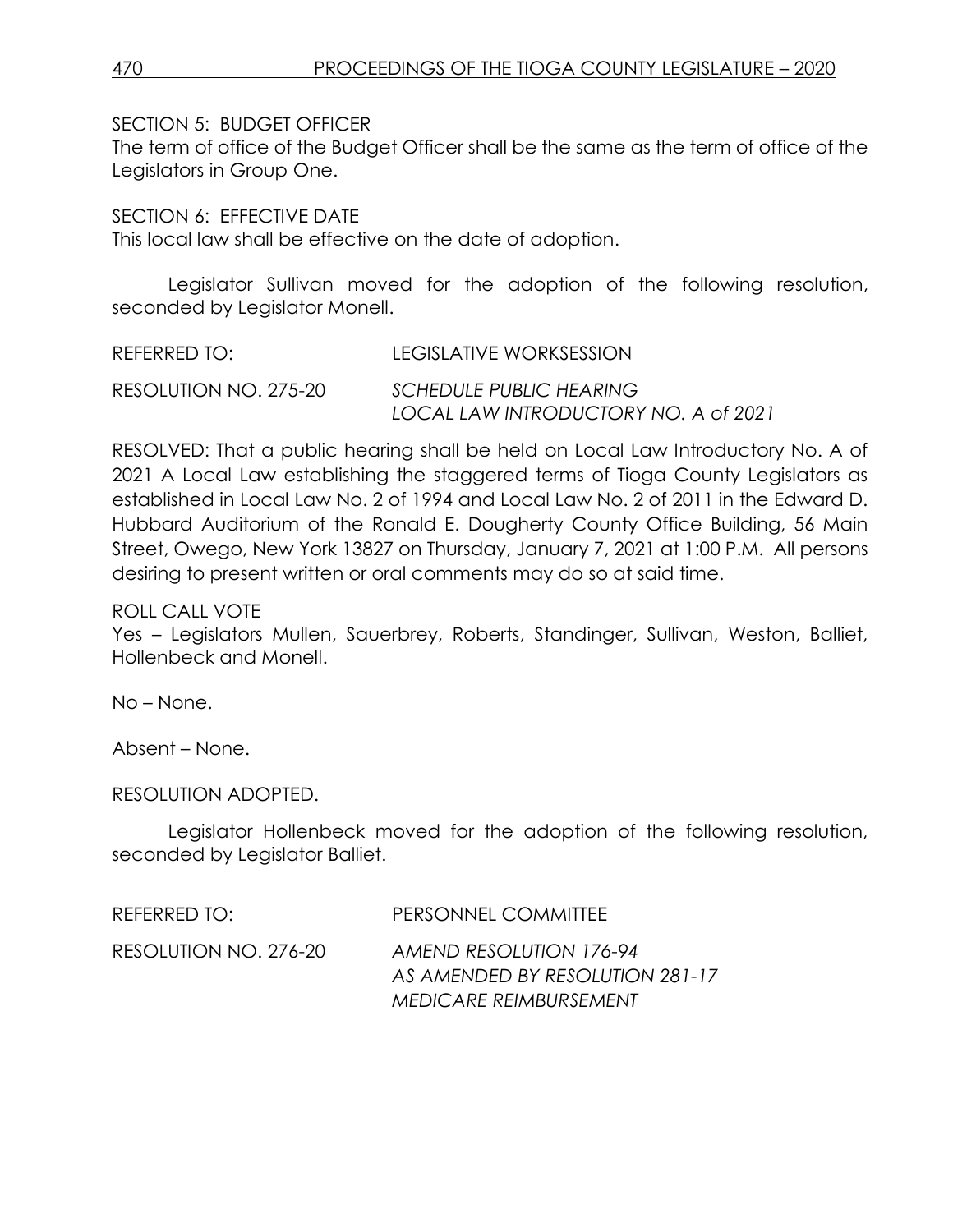SECTION 5: BUDGET OFFICER

The term of office of the Budget Officer shall be the same as the term of office of the Legislators in Group One.

SECTION 6: EFFECTIVE DATE

This local law shall be effective on the date of adoption.

Legislator Sullivan moved for the adoption of the following resolution, seconded by Legislator Monell.

REFERRED TO: LEGISLATIVE WORKSESSION

RESOLUTION NO. 275-20 *SCHEDULE PUBLIC HEARING LOCAL LAW INTRODUCTORY NO. A of 2021*

RESOLVED: That a public hearing shall be held on Local Law Introductory No. A of 2021 A Local Law establishing the staggered terms of Tioga County Legislators as established in Local Law No. 2 of 1994 and Local Law No. 2 of 2011 in the Edward D. Hubbard Auditorium of the Ronald E. Dougherty County Office Building, 56 Main Street, Owego, New York 13827 on Thursday, January 7, 2021 at 1:00 P.M. All persons desiring to present written or oral comments may do so at said time.

ROLL CALL VOTE

Yes – Legislators Mullen, Sauerbrey, Roberts, Standinger, Sullivan, Weston, Balliet, Hollenbeck and Monell.

No – None.

Absent – None.

RESOLUTION ADOPTED.

Legislator Hollenbeck moved for the adoption of the following resolution, seconded by Legislator Balliet.

REFERRED TO: PERSONNEL COMMITTEE

RESOLUTION NO. 276-20 *AMEND RESOLUTION 176-94 AS AMENDED BY RESOLUTION 281-17 MEDICARE REIMBURSEMENT*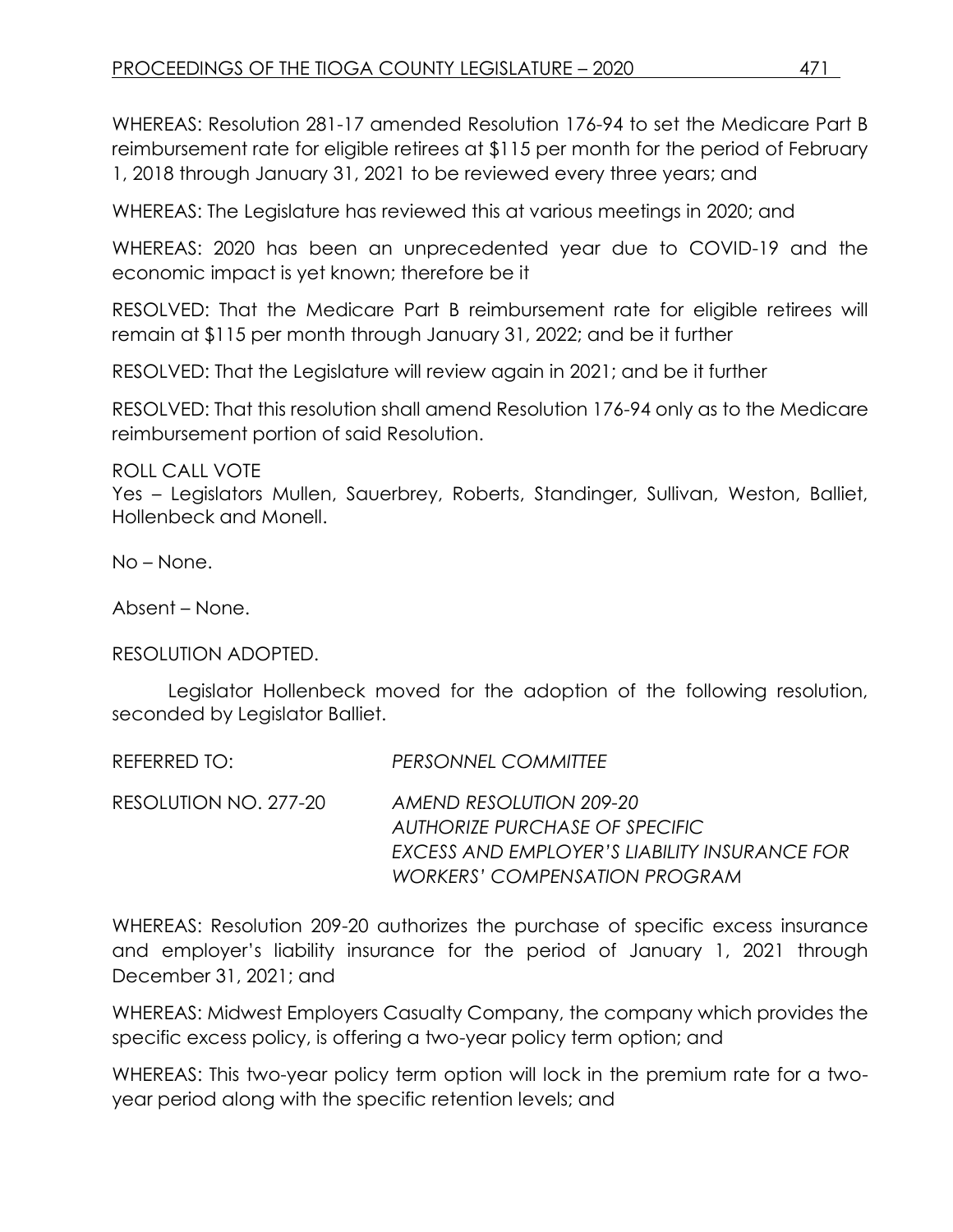WHEREAS: Resolution 281-17 amended Resolution 176-94 to set the Medicare Part B reimbursement rate for eligible retirees at $115 per month for the period of February 1, 2018 through January 31, 2021 to be reviewed every three years; and

WHEREAS: The Legislature has reviewed this at various meetings in 2020; and

WHEREAS: 2020 has been an unprecedented year due to COVID-19 and the economic impact is yet known; therefore be it

RESOLVED: That the Medicare Part B reimbursement rate for eligible retirees will remain at $115 per month through January 31, 2022; and be it further

RESOLVED: That the Legislature will review again in 2021; and be it further

RESOLVED: That this resolution shall amend Resolution 176-94 only as to the Medicare reimbursement portion of said Resolution.

ROLL CALL VOTE
Yes – Legislators Mullen, Sauerbrey, Roberts, Standinger, Sullivan, Weston, Balliet, Hollenbeck and Monell.

No – None.

Absent – None.

RESOLUTION ADOPTED.

Legislator Hollenbeck moved for the adoption of the following resolution, seconded by Legislator Balliet.

REFERRED TO: *PERSONNEL COMMITTEE*

RESOLUTION NO. 277-20 *AMEND RESOLUTION 209-20*
*AUTHORIZE PURCHASE OF SPECIFIC EXCESS AND EMPLOYER'S LIABILITY INSURANCE FOR WORKERS' COMPENSATION PROGRAM*

WHEREAS: Resolution 209-20 authorizes the purchase of specific excess insurance and employer's liability insurance for the period of January 1, 2021 through December 31, 2021; and

WHEREAS: Midwest Employers Casualty Company, the company which provides the specific excess policy, is offering a two-year policy term option; and

WHEREAS: This two-year policy term option will lock in the premium rate for a two-year period along with the specific retention levels; and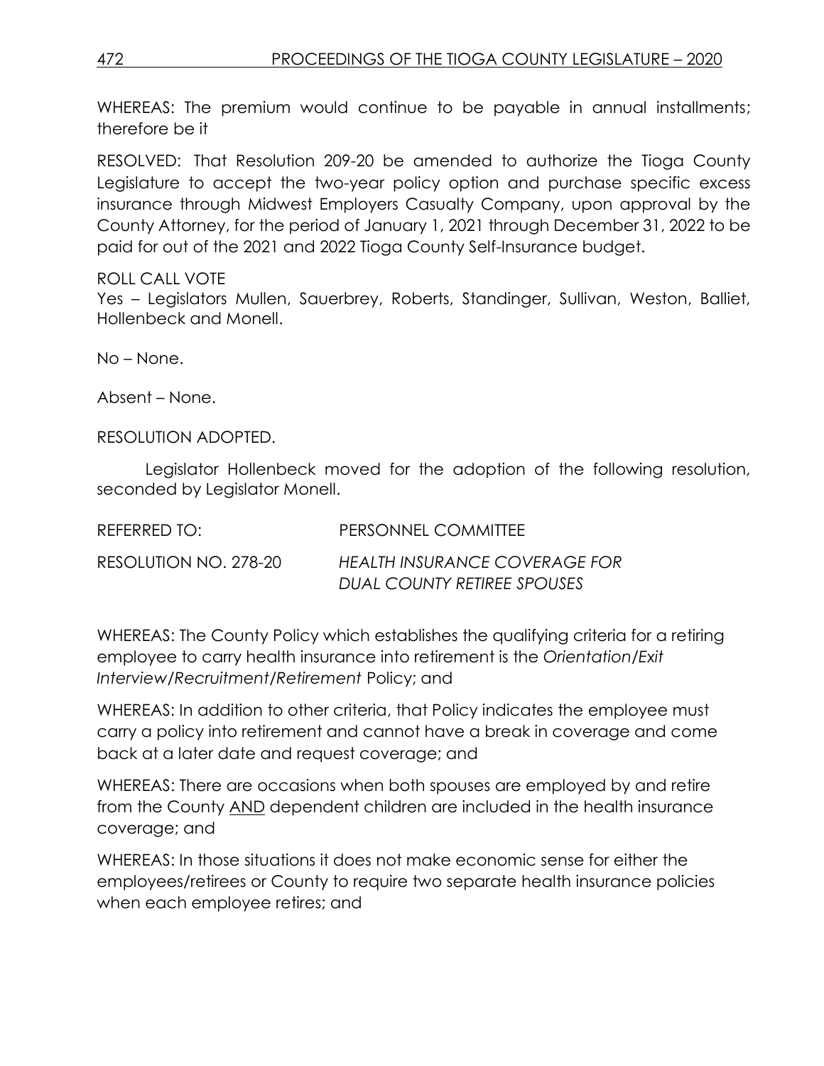WHEREAS: The premium would continue to be payable in annual installments; therefore be it

RESOLVED: That Resolution 209-20 be amended to authorize the Tioga County Legislature to accept the two-year policy option and purchase specific excess insurance through Midwest Employers Casualty Company, upon approval by the County Attorney, for the period of January 1, 2021 through December 31, 2022 to be paid for out of the 2021 and 2022 Tioga County Self-Insurance budget.

ROLL CALL VOTE
Yes – Legislators Mullen, Sauerbrey, Roberts, Standinger, Sullivan, Weston, Balliet, Hollenbeck and Monell.

No – None.

Absent – None.

RESOLUTION ADOPTED.

Legislator Hollenbeck moved for the adoption of the following resolution, seconded by Legislator Monell.

REFERRED TO: PERSONNEL COMMITTEE

RESOLUTION NO. 278-20 *HEALTH INSURANCE COVERAGE FOR DUAL COUNTY RETIREE SPOUSES*

WHEREAS: The County Policy which establishes the qualifying criteria for a retiring employee to carry health insurance into retirement is the *Orientation/Exit Interview/Recruitment/Retirement* Policy; and

WHEREAS: In addition to other criteria, that Policy indicates the employee must carry a policy into retirement and cannot have a break in coverage and come back at a later date and request coverage; and

WHEREAS: There are occasions when both spouses are employed by and retire from the County AND dependent children are included in the health insurance coverage; and

WHEREAS: In those situations it does not make economic sense for either the employees/retirees or County to require two separate health insurance policies when each employee retires; and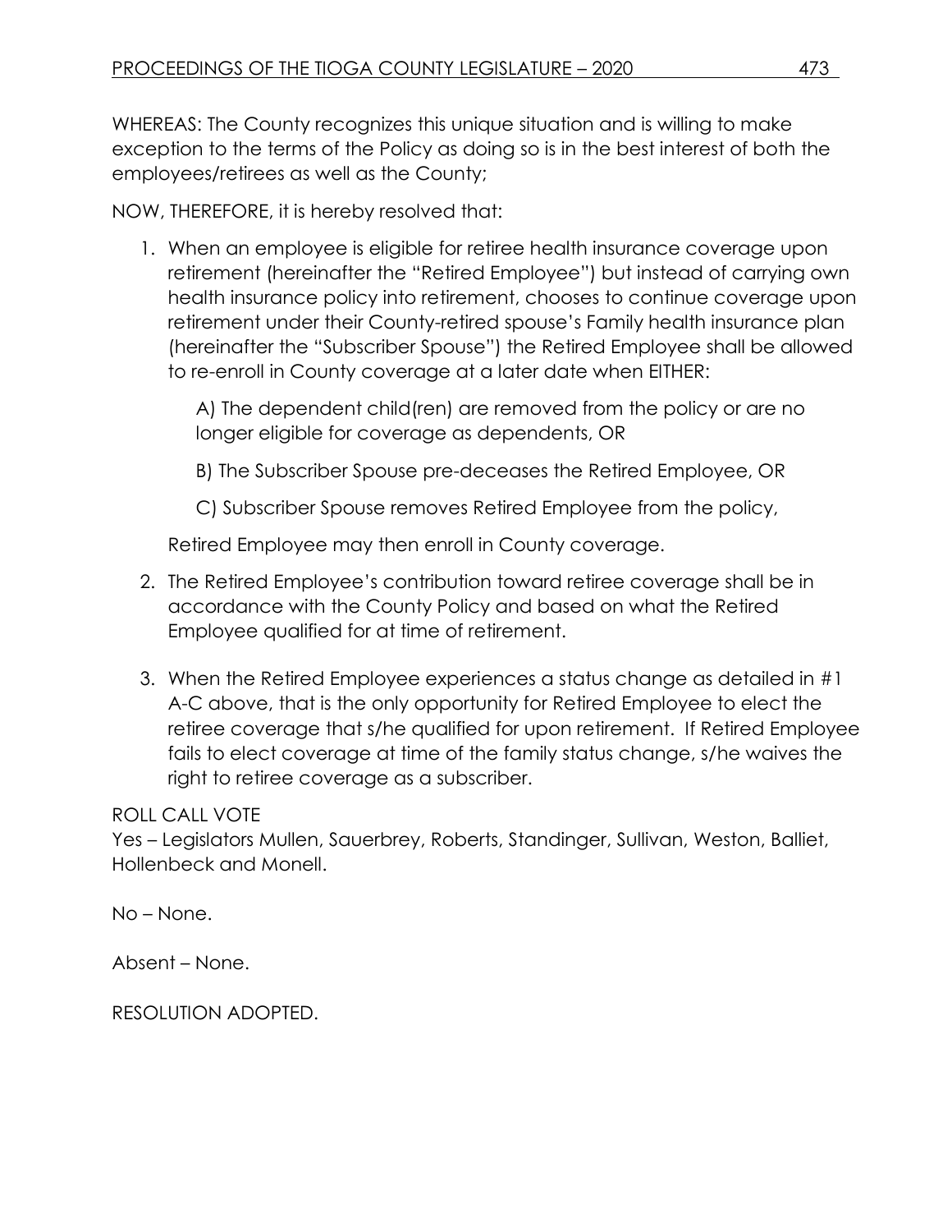WHEREAS: The County recognizes this unique situation and is willing to make exception to the terms of the Policy as doing so is in the best interest of both the employees/retirees as well as the County;

NOW, THEREFORE, it is hereby resolved that:

1. When an employee is eligible for retiree health insurance coverage upon retirement (hereinafter the "Retired Employee") but instead of carrying own health insurance policy into retirement, chooses to continue coverage upon retirement under their County-retired spouse's Family health insurance plan (hereinafter the "Subscriber Spouse") the Retired Employee shall be allowed to re-enroll in County coverage at a later date when EITHER:

   A) The dependent child(ren) are removed from the policy or are no longer eligible for coverage as dependents, OR

   B) The Subscriber Spouse pre-deceases the Retired Employee, OR

   C) Subscriber Spouse removes Retired Employee from the policy,

   Retired Employee may then enroll in County coverage.

2. The Retired Employee's contribution toward retiree coverage shall be in accordance with the County Policy and based on what the Retired Employee qualified for at time of retirement.

3. When the Retired Employee experiences a status change as detailed in #1 A-C above, that is the only opportunity for Retired Employee to elect the retiree coverage that s/he qualified for upon retirement. If Retired Employee fails to elect coverage at time of the family status change, s/he waives the right to retiree coverage as a subscriber.

ROLL CALL VOTE
Yes – Legislators Mullen, Sauerbrey, Roberts, Standinger, Sullivan, Weston, Balliet, Hollenbeck and Monell.

No – None.

Absent – None.

RESOLUTION ADOPTED.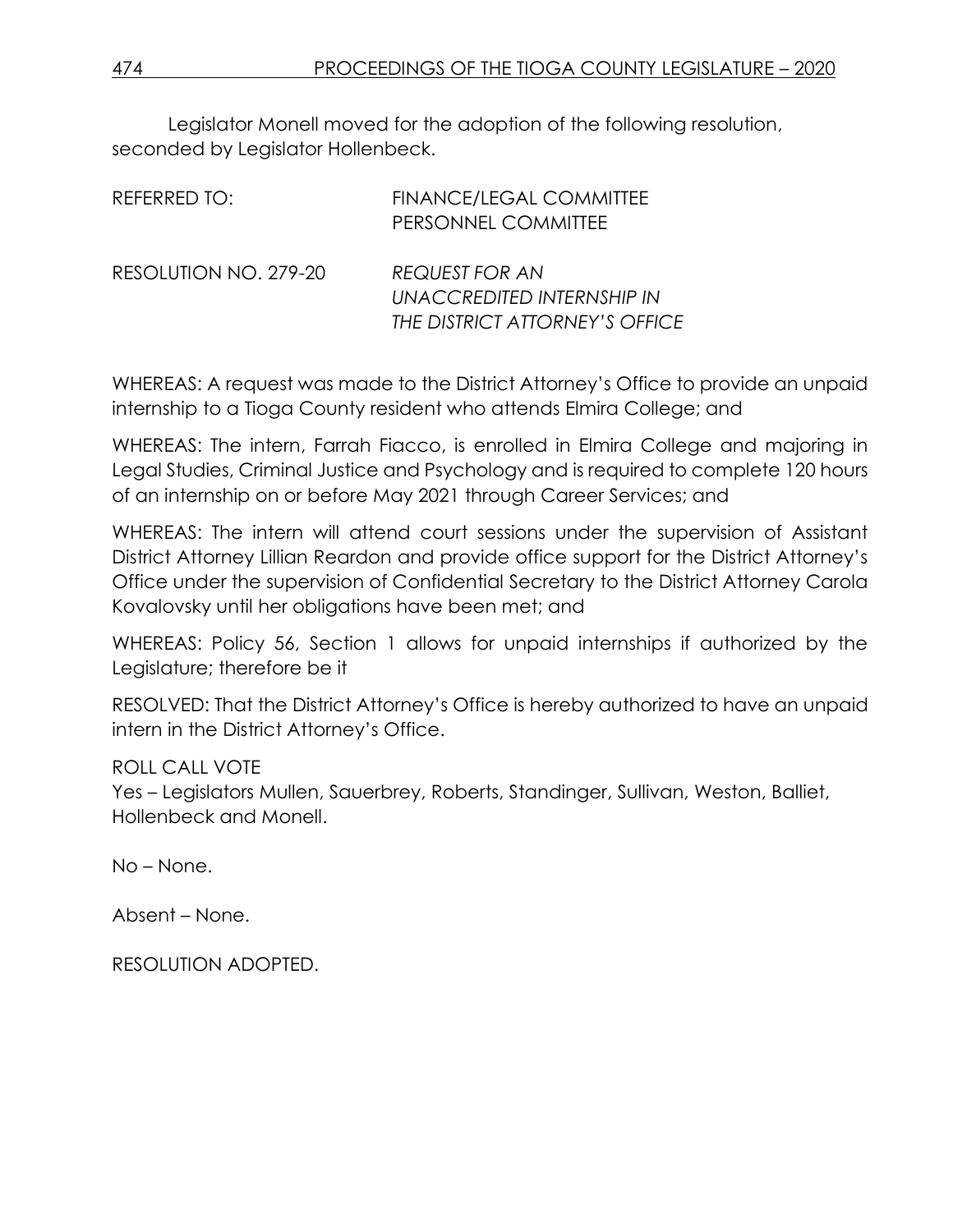Legislator Monell moved for the adoption of the following resolution, seconded by Legislator Hollenbeck.

REFERRED TO: FINANCE/LEGAL COMMITTEE
PERSONNEL COMMITTEE

RESOLUTION NO. 279-20 *REQUEST FOR AN UNACCREDITED INTERNSHIP IN THE DISTRICT ATTORNEY'S OFFICE*

WHEREAS: A request was made to the District Attorney's Office to provide an unpaid internship to a Tioga County resident who attends Elmira College; and

WHEREAS: The intern, Farrah Fiacco, is enrolled in Elmira College and majoring in Legal Studies, Criminal Justice and Psychology and is required to complete 120 hours of an internship on or before May 2021 through Career Services; and

WHEREAS: The intern will attend court sessions under the supervision of Assistant District Attorney Lillian Reardon and provide office support for the District Attorney's Office under the supervision of Confidential Secretary to the District Attorney Carola Kovalovsky until her obligations have been met; and

WHEREAS: Policy 56, Section 1 allows for unpaid internships if authorized by the Legislature; therefore be it

RESOLVED: That the District Attorney's Office is hereby authorized to have an unpaid intern in the District Attorney's Office.

ROLL CALL VOTE
Yes – Legislators Mullen, Sauerbrey, Roberts, Standinger, Sullivan, Weston, Balliet, Hollenbeck and Monell.

No – None.

Absent – None.

RESOLUTION ADOPTED.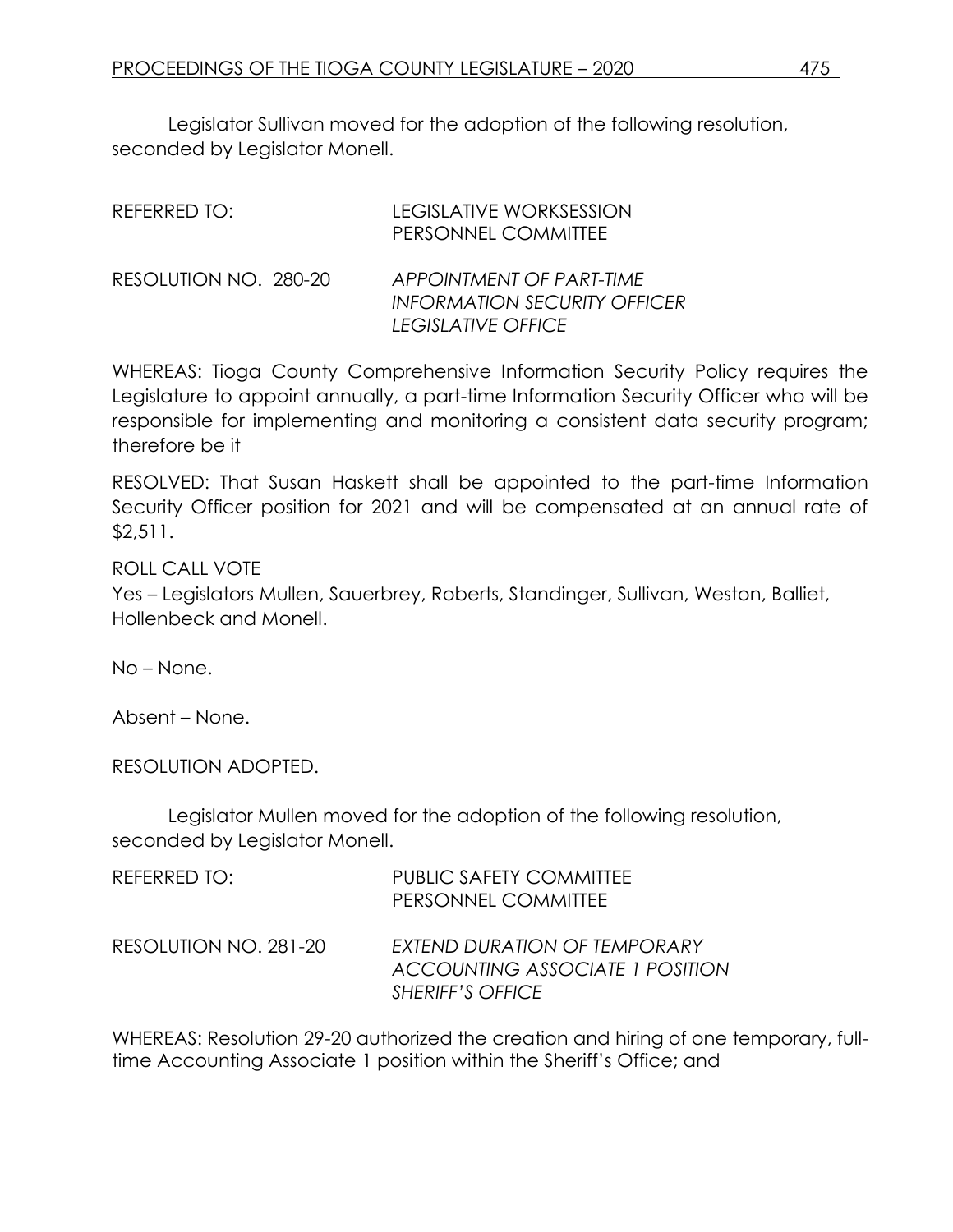Legislator Sullivan moved for the adoption of the following resolution, seconded by Legislator Monell.

REFERRED TO: LEGISLATIVE WORKSESSION
PERSONNEL COMMITTEE

RESOLUTION NO. 280-20 *APPOINTMENT OF PART-TIME INFORMATION SECURITY OFFICER LEGISLATIVE OFFICE*

WHEREAS: Tioga County Comprehensive Information Security Policy requires the Legislature to appoint annually, a part-time Information Security Officer who will be responsible for implementing and monitoring a consistent data security program; therefore be it

RESOLVED: That Susan Haskett shall be appointed to the part-time Information Security Officer position for 2021 and will be compensated at an annual rate of $2,511.

ROLL CALL VOTE
Yes – Legislators Mullen, Sauerbrey, Roberts, Standinger, Sullivan, Weston, Balliet, Hollenbeck and Monell.

No – None.

Absent – None.

RESOLUTION ADOPTED.

Legislator Mullen moved for the adoption of the following resolution, seconded by Legislator Monell.

REFERRED TO: PUBLIC SAFETY COMMITTEE
PERSONNEL COMMITTEE

RESOLUTION NO. 281-20 *EXTEND DURATION OF TEMPORARY ACCOUNTING ASSOCIATE 1 POSITION SHERIFF'S OFFICE*

WHEREAS: Resolution 29-20 authorized the creation and hiring of one temporary, full-time Accounting Associate 1 position within the Sheriff's Office; and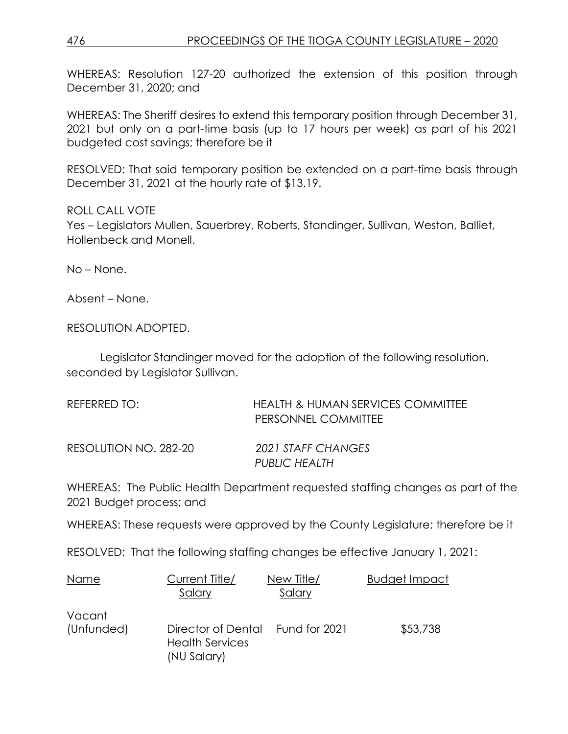WHEREAS: Resolution 127-20 authorized the extension of this position through December 31, 2020; and

WHEREAS: The Sheriff desires to extend this temporary position through December 31, 2021 but only on a part-time basis (up to 17 hours per week) as part of his 2021 budgeted cost savings; therefore be it

RESOLVED: That said temporary position be extended on a part-time basis through December 31, 2021 at the hourly rate of $13.19.

ROLL CALL VOTE
Yes – Legislators Mullen, Sauerbrey, Roberts, Standinger, Sullivan, Weston, Balliet, Hollenbeck and Monell.

No – None.

Absent – None.

RESOLUTION ADOPTED.

Legislator Standinger moved for the adoption of the following resolution, seconded by Legislator Sullivan.

REFERRED TO: HEALTH & HUMAN SERVICES COMMITTEE
PERSONNEL COMMITTEE

RESOLUTION NO. 282-20 *2021 STAFF CHANGES*
*PUBLIC HEALTH*

WHEREAS: The Public Health Department requested staffing changes as part of the 2021 Budget process; and

WHEREAS: These requests were approved by the County Legislature; therefore be it

RESOLVED: That the following staffing changes be effective January 1, 2021:

| Name | Current Title/ Salary | New Title/ Salary | Budget Impact |
|---|---|---|---|
| Vacant (Unfunded) | Director of Dental Health Services (NU Salary) | Fund for 2021 | $53,738 |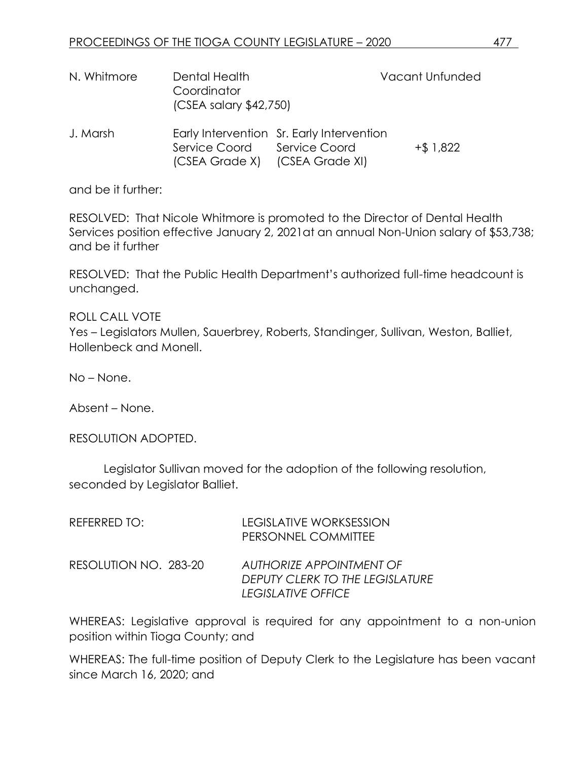| | | | |
|---|---|---|---|
| N. Whitmore | Dental Health Coordinator (CSEA salary $42,750) | | Vacant Unfunded |
| J. Marsh | Early Intervention Service Coord (CSEA Grade X) | Sr. Early Intervention Service Coord (CSEA Grade XI) | +$ 1,822 |

and be it further:

RESOLVED: That Nicole Whitmore is promoted to the Director of Dental Health Services position effective January 2, 2021at an annual Non-Union salary of $53,738; and be it further

RESOLVED: That the Public Health Department's authorized full-time headcount is unchanged.

ROLL CALL VOTE
Yes – Legislators Mullen, Sauerbrey, Roberts, Standinger, Sullivan, Weston, Balliet, Hollenbeck and Monell.

No – None.

Absent – None.

RESOLUTION ADOPTED.

Legislator Sullivan moved for the adoption of the following resolution, seconded by Legislator Balliet.

REFERRED TO: LEGISLATIVE WORKSESSION
PERSONNEL COMMITTEE

RESOLUTION NO. 283-20 *AUTHORIZE APPOINTMENT OF DEPUTY CLERK TO THE LEGISLATURE LEGISLATIVE OFFICE*

WHEREAS: Legislative approval is required for any appointment to a non-union position within Tioga County; and

WHEREAS: The full-time position of Deputy Clerk to the Legislature has been vacant since March 16, 2020; and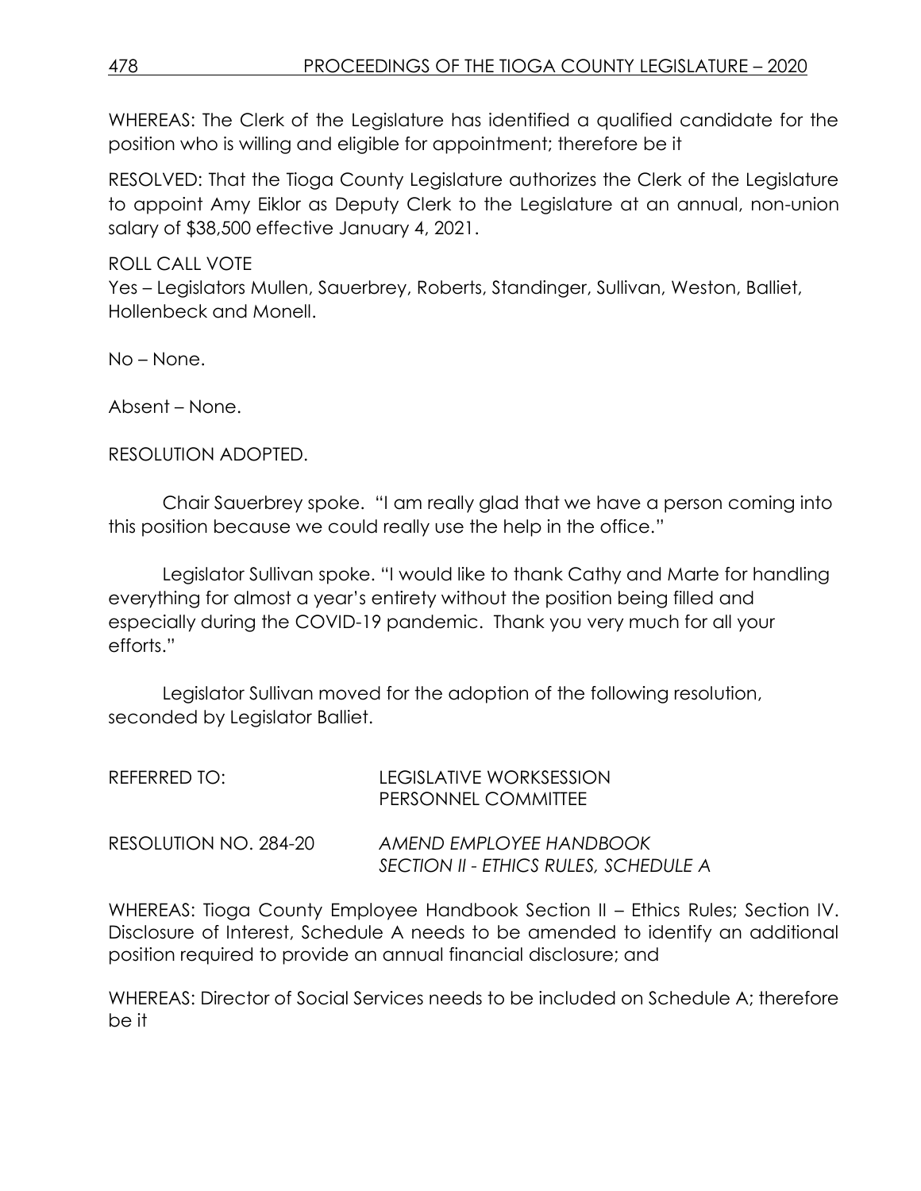WHEREAS: The Clerk of the Legislature has identified a qualified candidate for the position who is willing and eligible for appointment; therefore be it

RESOLVED: That the Tioga County Legislature authorizes the Clerk of the Legislature to appoint Amy Eiklor as Deputy Clerk to the Legislature at an annual, non-union salary of $38,500 effective January 4, 2021.

ROLL CALL VOTE
Yes – Legislators Mullen, Sauerbrey, Roberts, Standinger, Sullivan, Weston, Balliet, Hollenbeck and Monell.

No – None.

Absent – None.

RESOLUTION ADOPTED.

Chair Sauerbrey spoke. "I am really glad that we have a person coming into this position because we could really use the help in the office."

Legislator Sullivan spoke. "I would like to thank Cathy and Marte for handling everything for almost a year's entirety without the position being filled and especially during the COVID-19 pandemic. Thank you very much for all your efforts."

Legislator Sullivan moved for the adoption of the following resolution, seconded by Legislator Balliet.

REFERRED TO: LEGISLATIVE WORKSESSION
PERSONNEL COMMITTEE

RESOLUTION NO. 284-20 *AMEND EMPLOYEE HANDBOOK*
*SECTION II - ETHICS RULES, SCHEDULE A*

WHEREAS: Tioga County Employee Handbook Section II – Ethics Rules; Section IV. Disclosure of Interest, Schedule A needs to be amended to identify an additional position required to provide an annual financial disclosure; and

WHEREAS: Director of Social Services needs to be included on Schedule A; therefore be it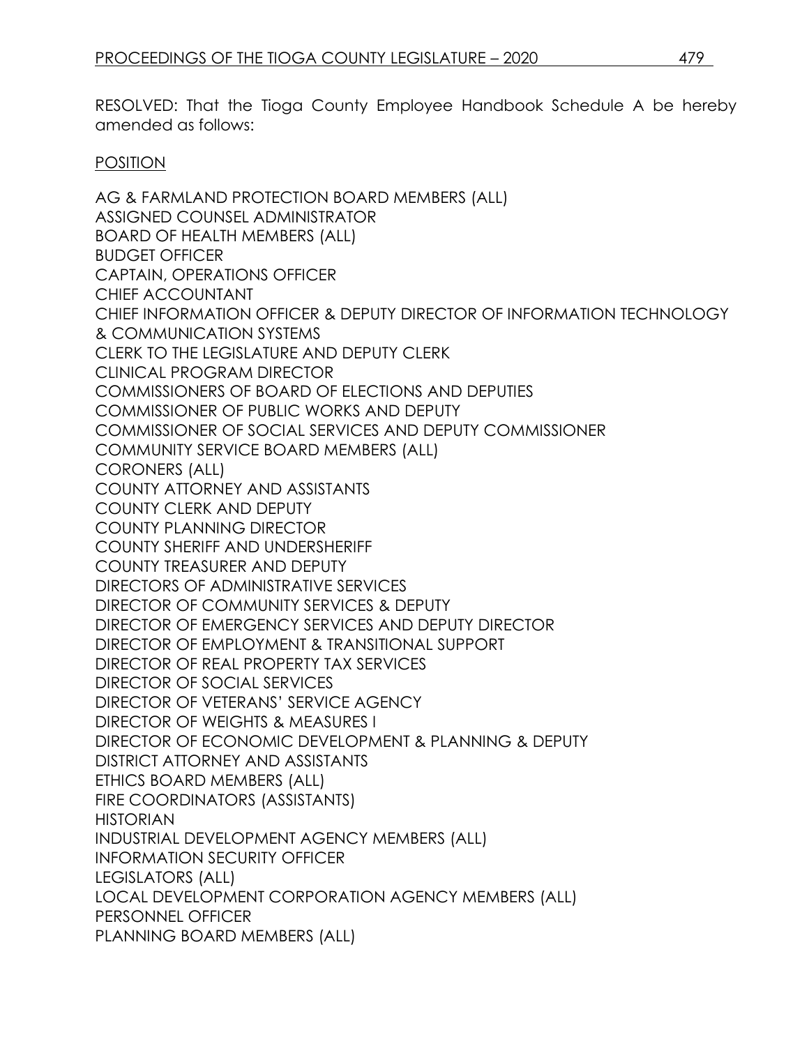RESOLVED: That the Tioga County Employee Handbook Schedule A be hereby amended as follows:

POSITION

AG & FARMLAND PROTECTION BOARD MEMBERS (ALL)
ASSIGNED COUNSEL ADMINISTRATOR
BOARD OF HEALTH MEMBERS (ALL)
BUDGET OFFICER
CAPTAIN, OPERATIONS OFFICER
CHIEF ACCOUNTANT
CHIEF INFORMATION OFFICER & DEPUTY DIRECTOR OF INFORMATION TECHNOLOGY & COMMUNICATION SYSTEMS
CLERK TO THE LEGISLATURE AND DEPUTY CLERK
CLINICAL PROGRAM DIRECTOR
COMMISSIONERS OF BOARD OF ELECTIONS AND DEPUTIES
COMMISSIONER OF PUBLIC WORKS AND DEPUTY
COMMISSIONER OF SOCIAL SERVICES AND DEPUTY COMMISSIONER
COMMUNITY SERVICE BOARD MEMBERS (ALL)
CORONERS (ALL)
COUNTY ATTORNEY AND ASSISTANTS
COUNTY CLERK AND DEPUTY
COUNTY PLANNING DIRECTOR
COUNTY SHERIFF AND UNDERSHERIFF
COUNTY TREASURER AND DEPUTY
DIRECTORS OF ADMINISTRATIVE SERVICES
DIRECTOR OF COMMUNITY SERVICES & DEPUTY
DIRECTOR OF EMERGENCY SERVICES AND DEPUTY DIRECTOR
DIRECTOR OF EMPLOYMENT & TRANSITIONAL SUPPORT
DIRECTOR OF REAL PROPERTY TAX SERVICES
DIRECTOR OF SOCIAL SERVICES
DIRECTOR OF VETERANS' SERVICE AGENCY
DIRECTOR OF WEIGHTS & MEASURES I
DIRECTOR OF ECONOMIC DEVELOPMENT & PLANNING & DEPUTY
DISTRICT ATTORNEY AND ASSISTANTS
ETHICS BOARD MEMBERS (ALL)
FIRE COORDINATORS (ASSISTANTS)
HISTORIAN
INDUSTRIAL DEVELOPMENT AGENCY MEMBERS (ALL)
INFORMATION SECURITY OFFICER
LEGISLATORS (ALL)
LOCAL DEVELOPMENT CORPORATION AGENCY MEMBERS (ALL)
PERSONNEL OFFICER
PLANNING BOARD MEMBERS (ALL)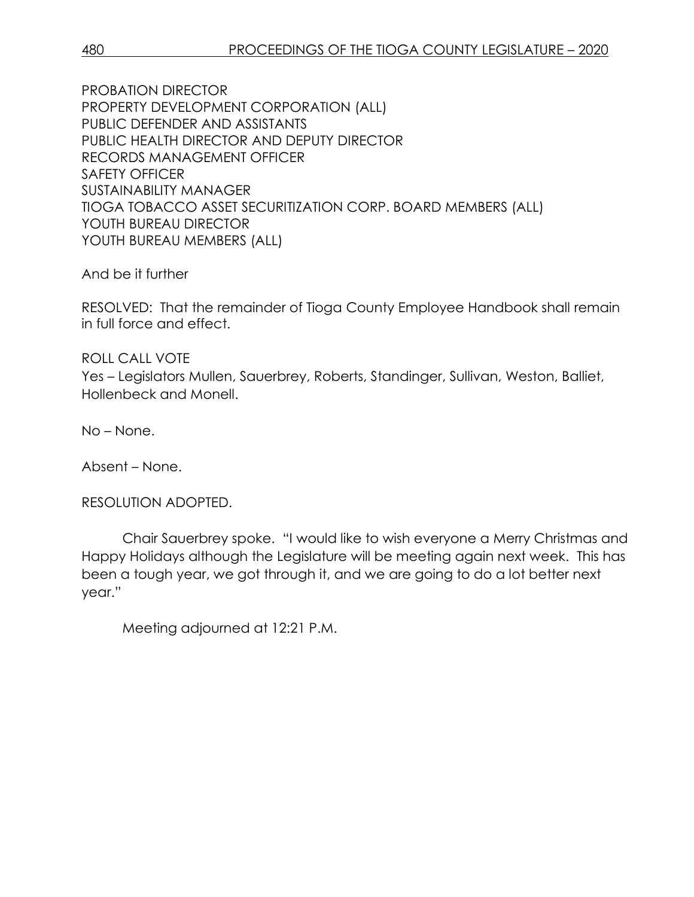PROBATION DIRECTOR
PROPERTY DEVELOPMENT CORPORATION (ALL)
PUBLIC DEFENDER AND ASSISTANTS
PUBLIC HEALTH DIRECTOR AND DEPUTY DIRECTOR
RECORDS MANAGEMENT OFFICER
SAFETY OFFICER
SUSTAINABILITY MANAGER
TIOGA TOBACCO ASSET SECURITIZATION CORP. BOARD MEMBERS (ALL)
YOUTH BUREAU DIRECTOR
YOUTH BUREAU MEMBERS (ALL)

And be it further

RESOLVED: That the remainder of Tioga County Employee Handbook shall remain in full force and effect.

ROLL CALL VOTE
Yes – Legislators Mullen, Sauerbrey, Roberts, Standinger, Sullivan, Weston, Balliet, Hollenbeck and Monell.

No – None.

Absent – None.

RESOLUTION ADOPTED.

Chair Sauerbrey spoke. "I would like to wish everyone a Merry Christmas and Happy Holidays although the Legislature will be meeting again next week. This has been a tough year, we got through it, and we are going to do a lot better next year."

Meeting adjourned at 12:21 P.M.